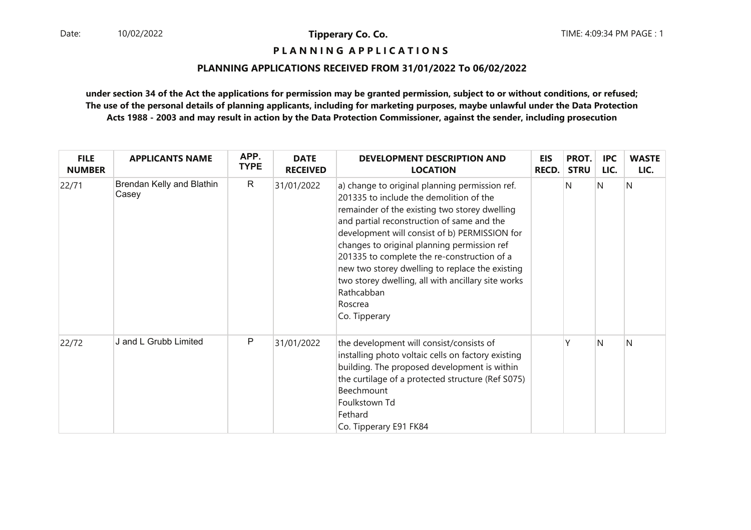**Tipperary Co. Co.**

**P L A N N I N G A P P L I C A T I O N S**

**PLANNING APPLICATIONS RECEIVED FROM 31/01/2022 To 06/02/2022**

**under section 34 of the Act the applications for permission may be granted permission, subject to or without conditions, or refused; The use of the personal details of planning applicants, including for marketing purposes, maybe unlawful under the Data Protection Acts 1988 - 2003 and may result in action by the Data Protection Commissioner, against the sender, including prosecution**

| FILE NUMBER | APPLICANTS NAME | APP. TYPE | DATE RECEIVED | DEVELOPMENT DESCRIPTION AND LOCATION | EIS RECD. | PROT. STRU | IPC LIC. | WASTE LIC. |
|---|---|---|---|---|---|---|---|---|
| 22/71 | Brendan Kelly and Blathin Casey | R | 31/01/2022 | a) change to original planning permission ref. 201335 to include the demolition of the remainder of the existing two storey dwelling and partial reconstruction of same and the development will consist of b) PERMISSION for changes to original planning permission ref 201335 to complete the re-construction of a new two storey dwelling to replace the existing two storey dwelling, all with ancillary site works<br>Rathcabban<br>Roscrea<br>Co. Tipperary | | N | N | N |
| 22/72 | J and L Grubb Limited | P | 31/01/2022 | the development will consist/consists of installing photo voltaic cells on factory existing building. The proposed development is within the curtilage of a protected structure (Ref S075)<br>Beechmount<br>Foulkstown Td<br>Fethard<br>Co. Tipperary E91 FK84 | | Y | N | N |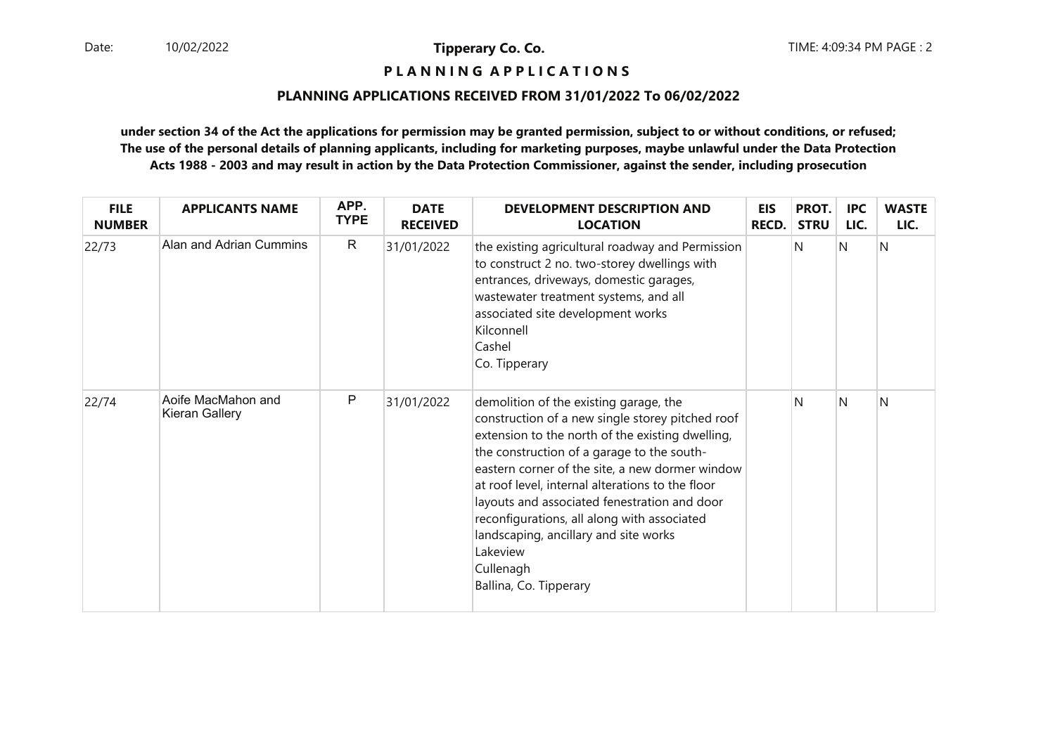**P L A N N I N G A P P L I C A T I O N S**

**PLANNING APPLICATIONS RECEIVED FROM 31/01/2022 To 06/02/2022**

**under section 34 of the Act the applications for permission may be granted permission, subject to or without conditions, or refused; The use of the personal details of planning applicants, including for marketing purposes, maybe unlawful under the Data Protection Acts 1988 - 2003 and may result in action by the Data Protection Commissioner, against the sender, including prosecution**

| FILE NUMBER | APPLICANTS NAME | APP. TYPE | DATE RECEIVED | DEVELOPMENT DESCRIPTION AND LOCATION | EIS RECD. | PROT. STRU | IPC LIC. | WASTE LIC. |
|---|---|---|---|---|---|---|---|---|
| 22/73 | Alan and Adrian Cummins | R | 31/01/2022 | the existing agricultural roadway and Permission to construct 2 no. two-storey dwellings with entrances, driveways, domestic garages, wastewater treatment systems, and all associated site development works<br>Kilconnell<br>Cashel<br>Co. Tipperary | | N | N | N |
| 22/74 | Aoife MacMahon and Kieran Gallery | P | 31/01/2022 | demolition of the existing garage, the construction of a new single storey pitched roof extension to the north of the existing dwelling, the construction of a garage to the south-eastern corner of the site, a new dormer window at roof level, internal alterations to the floor layouts and associated fenestration and door reconfigurations, all along with associated landscaping, ancillary and site works<br>Lakeview<br>Cullenagh<br>Ballina, Co. Tipperary | | N | N | N |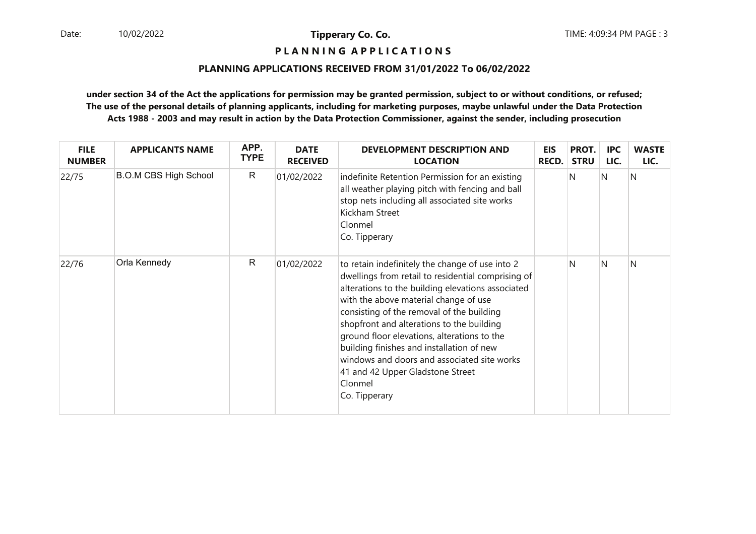**Tipperary Co. Co.**

**P L A N N I N G  A P P L I C A T I O N S**

**PLANNING APPLICATIONS RECEIVED FROM 31/01/2022 To 06/02/2022**

**under section 34 of the Act the applications for permission may be granted permission, subject to or without conditions, or refused; The use of the personal details of planning applicants, including for marketing purposes, maybe unlawful under the Data Protection Acts 1988 - 2003 and may result in action by the Data Protection Commissioner, against the sender, including prosecution**

| FILE NUMBER | APPLICANTS NAME | APP. TYPE | DATE RECEIVED | DEVELOPMENT DESCRIPTION AND LOCATION | EIS RECD. | PROT. STRU | IPC LIC. | WASTE LIC. |
|---|---|---|---|---|---|---|---|---|
| 22/75 | B.O.M CBS High School | R | 01/02/2022 | indefinite Retention Permission for an existing all weather playing pitch with fencing and ball stop nets including all associated site works<br>Kickham Street<br>Clonmel<br>Co. Tipperary | | N | N | N |
| 22/76 | Orla Kennedy | R | 01/02/2022 | to retain indefinitely the change of use into 2 dwellings from retail to residential comprising of alterations to the building elevations associated with the above material change of use consisting of the removal of the building shopfront and alterations to the building ground floor elevations, alterations to the building finishes and installation of new windows and doors and associated site works<br>41 and 42 Upper Gladstone Street<br>Clonmel<br>Co. Tipperary | | N | N | N |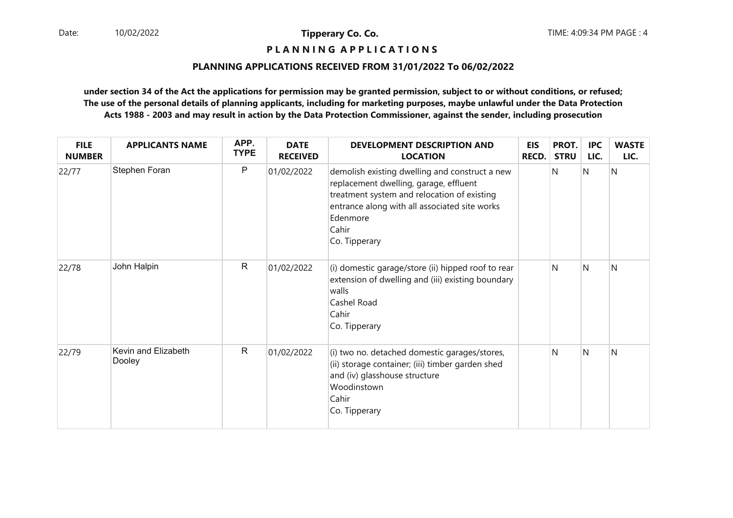**Tipperary Co. Co.**

**P L A N N I N G  A P P L I C A T I O N S**

**PLANNING APPLICATIONS RECEIVED FROM 31/01/2022 To 06/02/2022**

**under section 34 of the Act the applications for permission may be granted permission, subject to or without conditions, or refused; The use of the personal details of planning applicants, including for marketing purposes, maybe unlawful under the Data Protection Acts 1988 - 2003 and may result in action by the Data Protection Commissioner, against the sender, including prosecution**

| FILE NUMBER | APPLICANTS NAME | APP. TYPE | DATE RECEIVED | DEVELOPMENT DESCRIPTION AND LOCATION | EIS RECD. | PROT. STRU | IPC LIC. | WASTE LIC. |
|---|---|---|---|---|---|---|---|---|
| 22/77 | Stephen Foran | P | 01/02/2022 | demolish existing dwelling and construct a new replacement dwelling, garage, effluent treatment system and relocation of existing entrance along with all associated site works<br>Edenmore<br>Cahir<br>Co. Tipperary | | N | N | N |
| 22/78 | John Halpin | R | 01/02/2022 | (i) domestic garage/store (ii) hipped roof to rear extension of dwelling and (iii) existing boundary walls<br>Cashel Road<br>Cahir<br>Co. Tipperary | | N | N | N |
| 22/79 | Kevin and Elizabeth Dooley | R | 01/02/2022 | (i) two no. detached domestic garages/stores, (ii) storage container; (iii) timber garden shed and (iv) glasshouse structure<br>Woodinstown<br>Cahir<br>Co. Tipperary | | N | N | N |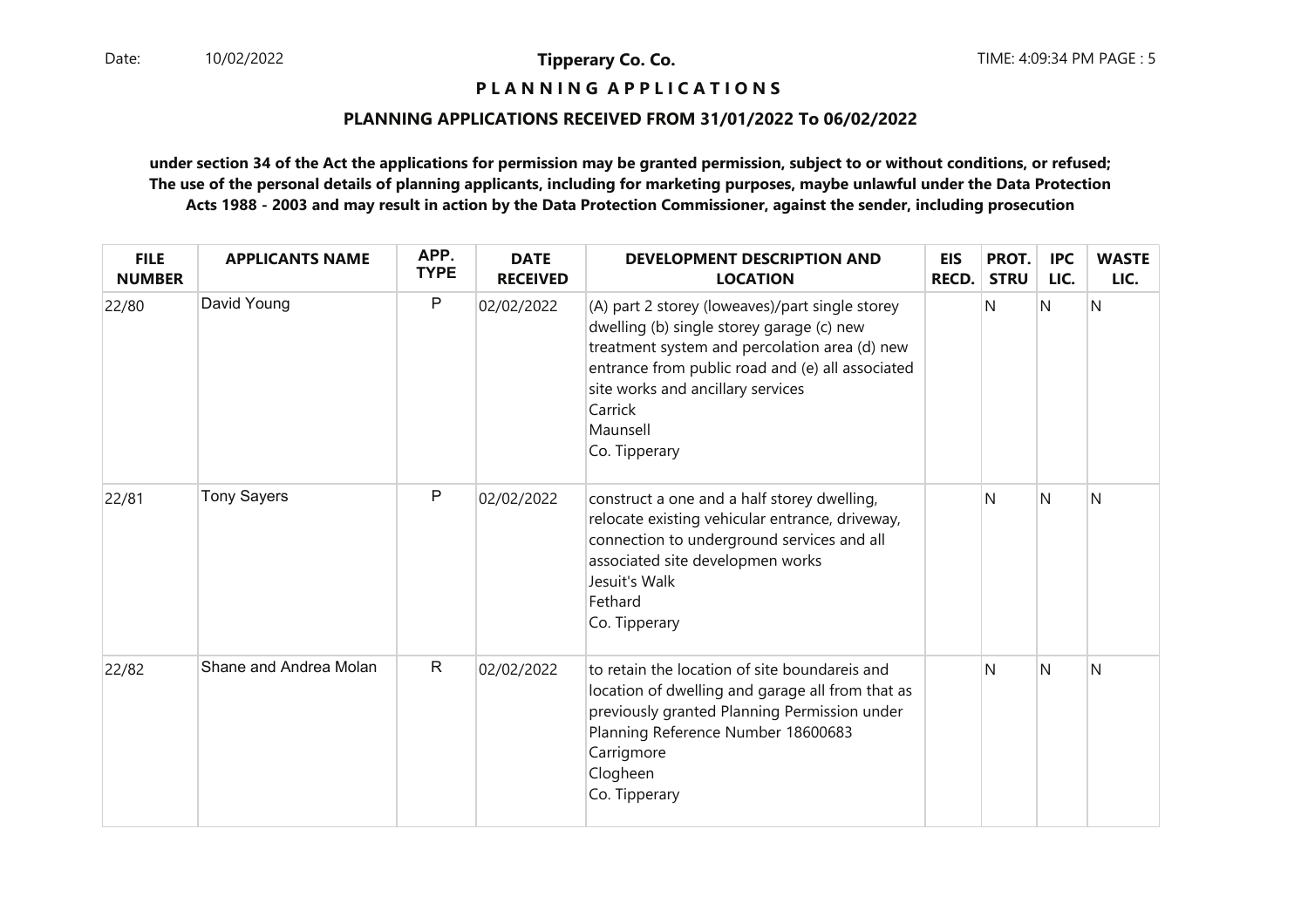**Tipperary Co. Co.**

**P L A N N I N G A P P L I C A T I O N S**

**PLANNING APPLICATIONS RECEIVED FROM 31/01/2022 To 06/02/2022**

**under section 34 of the Act the applications for permission may be granted permission, subject to or without conditions, or refused; The use of the personal details of planning applicants, including for marketing purposes, maybe unlawful under the Data Protection Acts 1988 - 2003 and may result in action by the Data Protection Commissioner, against the sender, including prosecution**

| FILE NUMBER | APPLICANTS NAME | APP. TYPE | DATE RECEIVED | DEVELOPMENT DESCRIPTION AND LOCATION | EIS RECD. | PROT. STRU | IPC LIC. | WASTE LIC. |
|---|---|---|---|---|---|---|---|---|
| 22/80 | David Young | P | 02/02/2022 | (A) part 2 storey (loweaves)/part single storey dwelling (b) single storey garage (c) new treatment system and percolation area (d) new entrance from public road and (e) all associated site works and ancillary services<br>Carrick<br>Maunsell<br>Co. Tipperary | | N | N | N |
| 22/81 | Tony Sayers | P | 02/02/2022 | construct a one and a half storey dwelling, relocate existing vehicular entrance, driveway, connection to underground services and all associated site developmen works<br>Jesuit's Walk<br>Fethard<br>Co. Tipperary | | N | N | N |
| 22/82 | Shane and Andrea Molan | R | 02/02/2022 | to retain the location of site boundareis and location of dwelling and garage all from that as previously granted Planning Permission under Planning Reference Number 18600683<br>Carrigmore<br>Clogheen<br>Co. Tipperary | | N | N | N |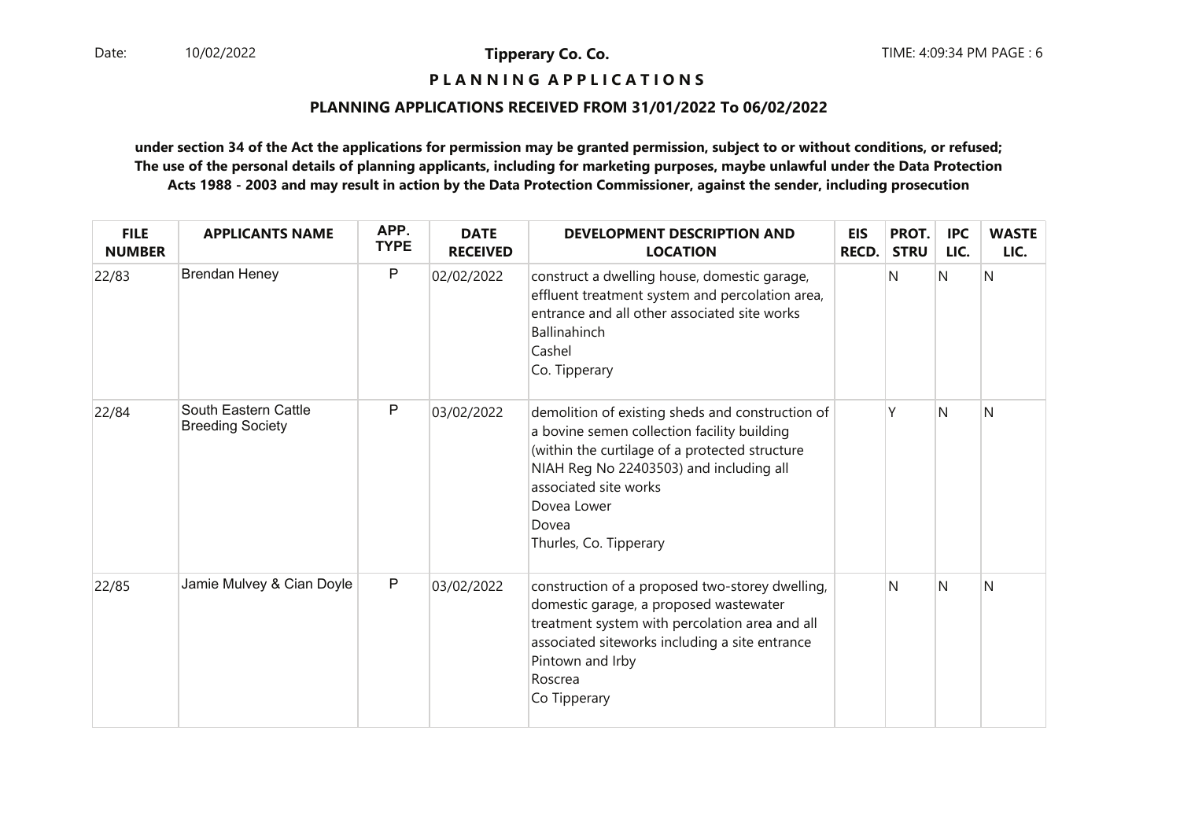**Tipperary Co. Co.**

**P L A N N I N G   A P P L I C A T I O N S**

**PLANNING APPLICATIONS RECEIVED FROM 31/01/2022 To 06/02/2022**

**under section 34 of the Act the applications for permission may be granted permission, subject to or without conditions, or refused; The use of the personal details of planning applicants, including for marketing purposes, maybe unlawful under the Data Protection Acts 1988 - 2003 and may result in action by the Data Protection Commissioner, against the sender, including prosecution**

| FILE NUMBER | APPLICANTS NAME | APP. TYPE | DATE RECEIVED | DEVELOPMENT DESCRIPTION AND LOCATION | EIS RECD. | PROT. STRU | IPC LIC. | WASTE LIC. |
|---|---|---|---|---|---|---|---|---|
| 22/83 | Brendan Heney | P | 02/02/2022 | construct a dwelling house, domestic garage, effluent treatment system and percolation area, entrance and all other associated site works<br>Ballinahinch<br>Cashel<br>Co. Tipperary | | N | N | N |
| 22/84 | South Eastern Cattle Breeding Society | P | 03/02/2022 | demolition of existing sheds and construction of a bovine semen collection facility building (within the curtilage of a protected structure NIAH Reg No 22403503) and including all associated site works<br>Dovea Lower<br>Dovea<br>Thurles, Co. Tipperary | | Y | N | N |
| 22/85 | Jamie Mulvey & Cian Doyle | P | 03/02/2022 | construction of a proposed two-storey dwelling, domestic garage, a proposed wastewater treatment system with percolation area and all associated siteworks including a site entrance<br>Pintown and Irby<br>Roscrea<br>Co Tipperary | | N | N | N |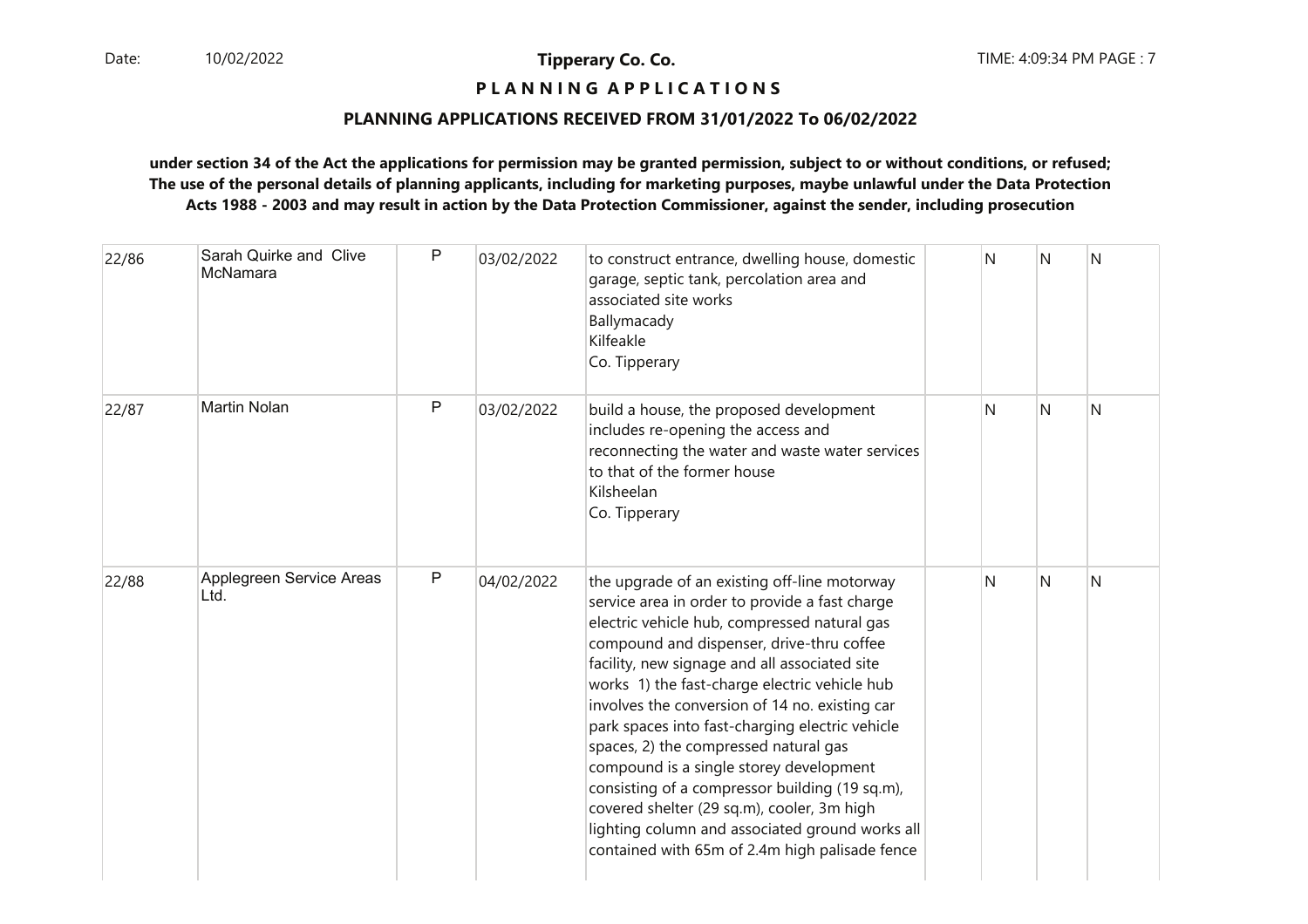**Tipperary Co. Co.**

**P L A N N I N G A P P L I C A T I O N S**

**PLANNING APPLICATIONS RECEIVED FROM 31/01/2022 To 06/02/2022**

**under section 34 of the Act the applications for permission may be granted permission, subject to or without conditions, or refused; The use of the personal details of planning applicants, including for marketing purposes, maybe unlawful under the Data Protection Acts 1988 - 2003 and may result in action by the Data Protection Commissioner, against the sender, including prosecution**

| | | | | | | | |
|---|---|---|---|---|---|---|---|
| 22/86 | Sarah Quirke and Clive McNamara | P | 03/02/2022 | to construct entrance, dwelling house, domestic garage, septic tank, percolation area and associated site works<br>Ballymacady<br>Kilfeakle<br>Co. Tipperary | N | N | N |
| 22/87 | Martin Nolan | P | 03/02/2022 | build a house, the proposed development includes re-opening the access and reconnecting the water and waste water services to that of the former house<br>Kilsheelan<br>Co. Tipperary | N | N | N |
| 22/88 | Applegreen Service Areas Ltd. | P | 04/02/2022 | the upgrade of an existing off-line motorway service area in order to provide a fast charge electric vehicle hub, compressed natural gas compound and dispenser, drive-thru coffee facility, new signage and all associated site works 1) the fast-charge electric vehicle hub involves the conversion of 14 no. existing car park spaces into fast-charging electric vehicle spaces, 2) the compressed natural gas compound is a single storey development consisting of a compressor building (19 sq.m), covered shelter (29 sq.m), cooler, 3m high lighting column and associated ground works all contained with 65m of 2.4m high palisade fence | N | N | N |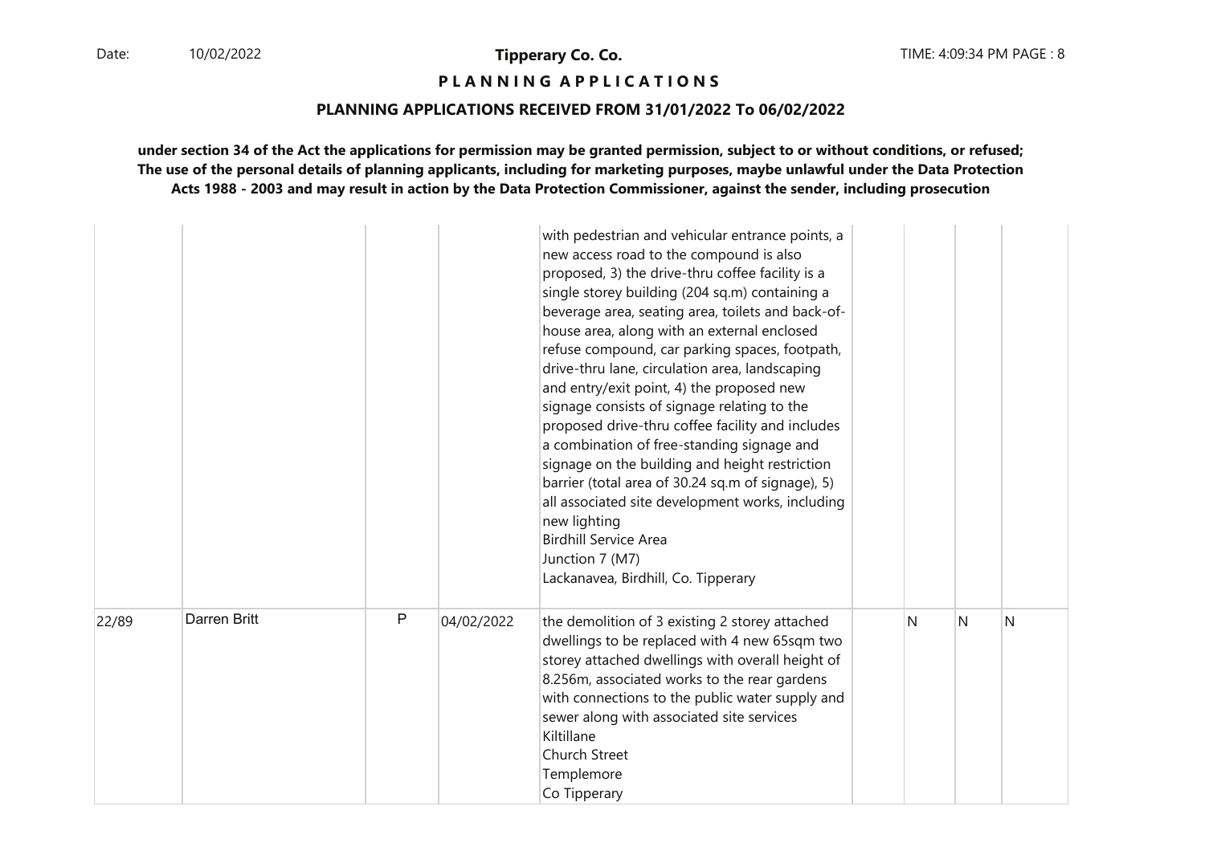Date: 10/02/2022

**Tipperary Co. Co.**

TIME: 4:09:34 PM PAGE : 8

**P L A N N I N G   A P P L I C A T I O N S**

**PLANNING APPLICATIONS RECEIVED FROM 31/01/2022 To 06/02/2022**

**under section 34 of the Act the applications for permission may be granted permission, subject to or without conditions, or refused; The use of the personal details of planning applicants, including for marketing purposes, maybe unlawful under the Data Protection Acts 1988 - 2003 and may result in action by the Data Protection Commissioner, against the sender, including prosecution**

| | | | | | | | | |
|---|---|---|---|---|---|---|---|---|
| | | | | with pedestrian and vehicular entrance points, a new access road to the compound is also proposed, 3) the drive-thru coffee facility is a single storey building (204 sq.m) containing a beverage area, seating area, toilets and back-of-house area, along with an external enclosed refuse compound, car parking spaces, footpath, drive-thru lane, circulation area, landscaping and entry/exit point, 4) the proposed new signage consists of signage relating to the proposed drive-thru coffee facility and includes a combination of free-standing signage and signage on the building and height restriction barrier (total area of 30.24 sq.m of signage), 5) all associated site development works, including new lighting<br>Birdhill Service Area<br>Junction 7 (M7)<br>Lackanavea, Birdhill, Co. Tipperary | | | | |
| 22/89 | Darren Britt | P | 04/02/2022 | the demolition of 3 existing 2 storey attached dwellings to be replaced with 4 new 65sqm two storey attached dwellings with overall height of 8.256m, associated works to the rear gardens with connections to the public water supply and sewer along with associated site services<br>Kiltillane<br>Church Street<br>Templemore<br>Co Tipperary | | N | N | N |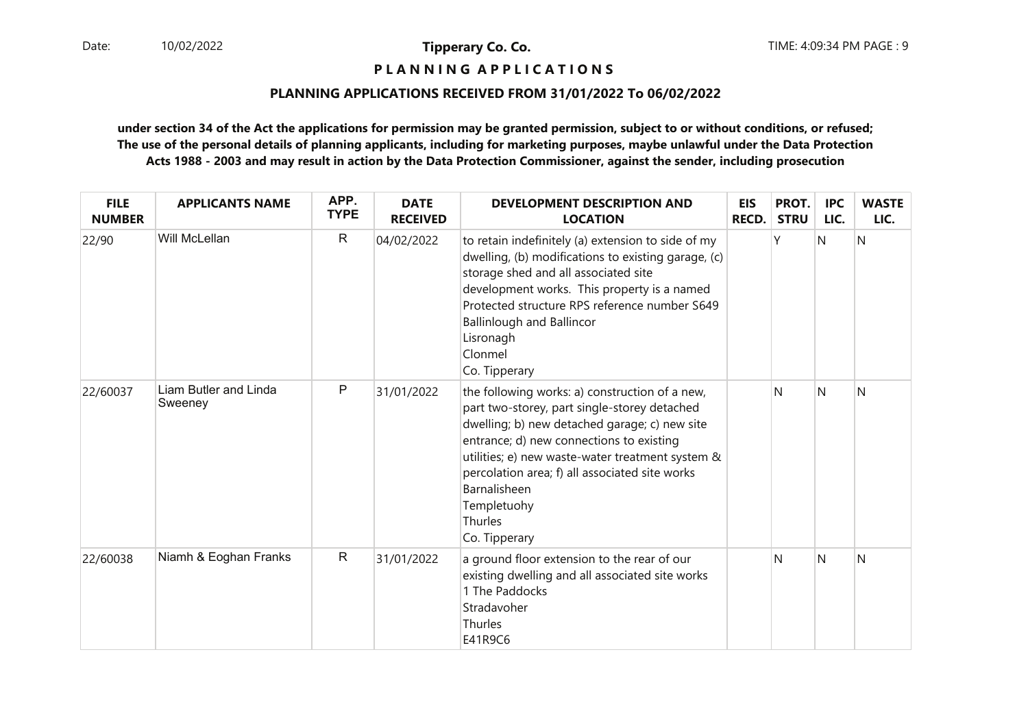Date: 10/02/2022

**Tipperary Co. Co.**

TIME: 4:09:34 PM

## P L A N N I N G A P P L I C A T I O N S

### PLANNING APPLICATIONS RECEIVED FROM 31/01/2022 To 06/02/2022

**under section 34 of the Act the applications for permission may be granted permission, subject to or without conditions, or refused; The use of the personal details of planning applicants, including for marketing purposes, maybe unlawful under the Data Protection Acts 1988 - 2003 and may result in action by the Data Protection Commissioner, against the sender, including prosecution**

| FILE NUMBER | APPLICANTS NAME | APP. TYPE | DATE RECEIVED | DEVELOPMENT DESCRIPTION AND LOCATION | EIS RECD. | PROT. STRU | IPC LIC. | WASTE LIC. |
|---|---|---|---|---|---|---|---|---|
| 22/90 | Will McLellan | R | 04/02/2022 | to retain indefinitely (a) extension to side of my dwelling, (b) modifications to existing garage, (c) storage shed and all associated site development works. This property is a named Protected structure RPS reference number S649<br>Ballinlough and Ballincor<br>Lisronagh<br>Clonmel<br>Co. Tipperary | | Y | N | N |
| 22/60037 | Liam Butler and Linda Sweeney | P | 31/01/2022 | the following works: a) construction of a new, part two-storey, part single-storey detached dwelling; b) new detached garage; c) new site entrance; d) new connections to existing utilities; e) new waste-water treatment system & percolation area; f) all associated site works<br>Barnalisheen<br>Templetuohy<br>Thurles<br>Co. Tipperary | | N | N | N |
| 22/60038 | Niamh & Eoghan Franks | R | 31/01/2022 | a ground floor extension to the rear of our existing dwelling and all associated site works<br>1 The Paddocks<br>Stradavoher<br>Thurles<br>E41R9C6 | | N | N | N |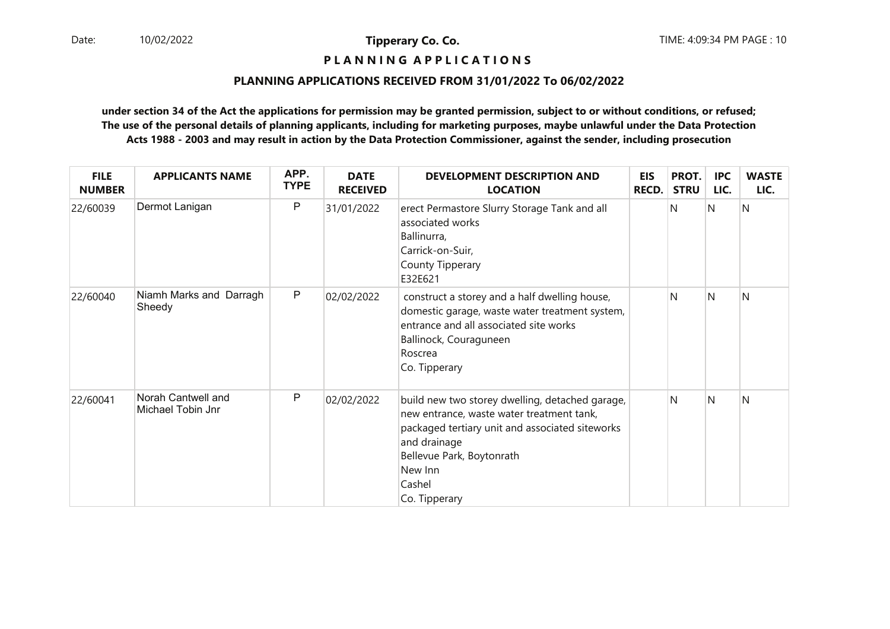**Tipperary Co. Co.**

**P L A N N I N G   A P P L I C A T I O N S**

**PLANNING APPLICATIONS RECEIVED FROM 31/01/2022 To 06/02/2022**

**under section 34 of the Act the applications for permission may be granted permission, subject to or without conditions, or refused; The use of the personal details of planning applicants, including for marketing purposes, maybe unlawful under the Data Protection Acts 1988 - 2003 and may result in action by the Data Protection Commissioner, against the sender, including prosecution**

| FILE NUMBER | APPLICANTS NAME | APP. TYPE | DATE RECEIVED | DEVELOPMENT DESCRIPTION AND LOCATION | EIS RECD. | PROT. STRU | IPC LIC. | WASTE LIC. |
|---|---|---|---|---|---|---|---|---|
| 22/60039 | Dermot Lanigan | P | 31/01/2022 | erect Permastore Slurry Storage Tank and all associated works<br>Ballinurra,<br>Carrick-on-Suir,<br>County Tipperary<br>E32E621 | | N | N | N |
| 22/60040 | Niamh Marks and Darragh Sheedy | P | 02/02/2022 | construct a storey and a half dwelling house, domestic garage, waste water treatment system, entrance and all associated site works<br>Ballinock, Couraguneen<br>Roscrea<br>Co. Tipperary | | N | N | N |
| 22/60041 | Norah Cantwell and Michael Tobin Jnr | P | 02/02/2022 | build new two storey dwelling, detached garage, new entrance, waste water treatment tank, packaged tertiary unit and associated siteworks and drainage<br>Bellevue Park, Boytonrath<br>New Inn<br>Cashel<br>Co. Tipperary | | N | N | N |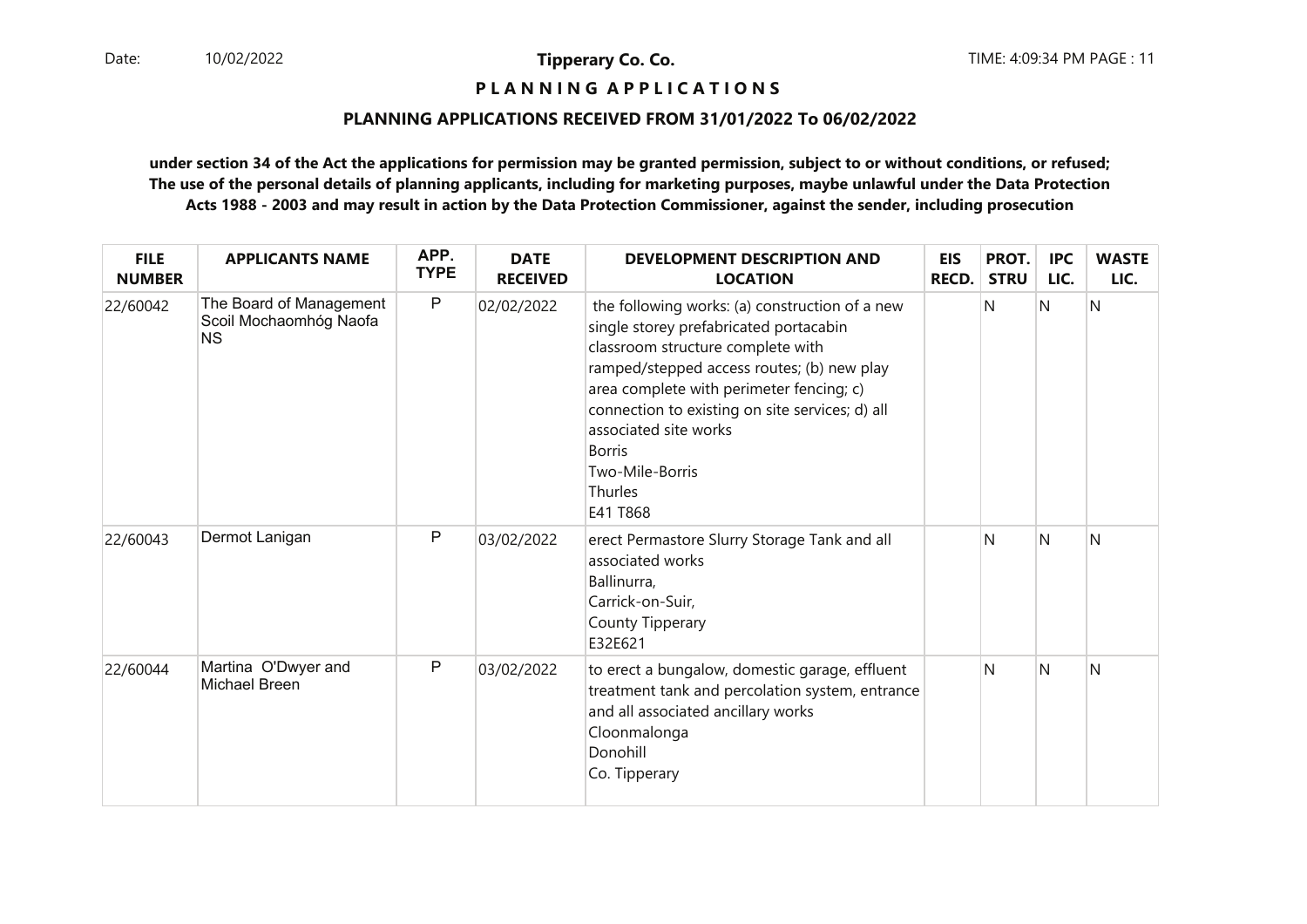**Tipperary Co. Co.**

**P L A N N I N G A P P L I C A T I O N S**

**PLANNING APPLICATIONS RECEIVED FROM 31/01/2022 To 06/02/2022**

**under section 34 of the Act the applications for permission may be granted permission, subject to or without conditions, or refused; The use of the personal details of planning applicants, including for marketing purposes, maybe unlawful under the Data Protection Acts 1988 - 2003 and may result in action by the Data Protection Commissioner, against the sender, including prosecution**

| FILE NUMBER | APPLICANTS NAME | APP. TYPE | DATE RECEIVED | DEVELOPMENT DESCRIPTION AND LOCATION | EIS RECD. | PROT. STRU | IPC LIC. | WASTE LIC. |
|---|---|---|---|---|---|---|---|---|
| 22/60042 | The Board of Management Scoil Mochaomhóg Naofa NS | P | 02/02/2022 | the following works: (a) construction of a new single storey prefabricated portacabin classroom structure complete with ramped/stepped access routes; (b) new play area complete with perimeter fencing; c) connection to existing on site services; d) all associated site works<br>Borris<br>Two-Mile-Borris<br>Thurles<br>E41 T868 | | N | N | N |
| 22/60043 | Dermot Lanigan | P | 03/02/2022 | erect Permastore Slurry Storage Tank and all associated works<br>Ballinurra,<br>Carrick-on-Suir,<br>County Tipperary<br>E32E621 | | N | N | N |
| 22/60044 | Martina O'Dwyer and Michael Breen | P | 03/02/2022 | to erect a bungalow, domestic garage, effluent treatment tank and percolation system, entrance and all associated ancillary works<br>Cloonmalonga<br>Donohill<br>Co. Tipperary | | N | N | N |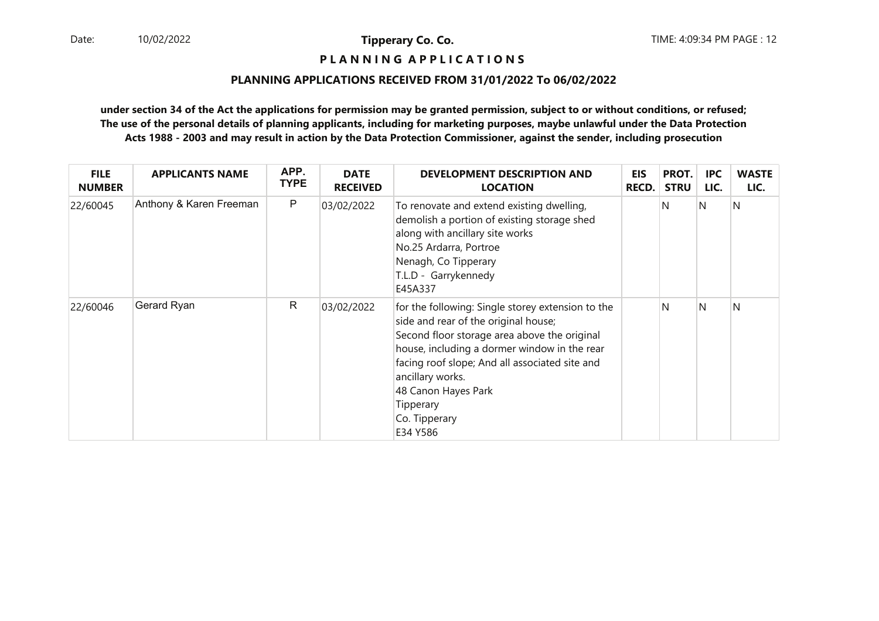# PLANNING APPLICATIONS

## PLANNING APPLICATIONS RECEIVED FROM 31/01/2022 To 06/02/2022

**under section 34 of the Act the applications for permission may be granted permission, subject to or without conditions, or refused; The use of the personal details of planning applicants, including for marketing purposes, maybe unlawful under the Data Protection Acts 1988 - 2003 and may result in action by the Data Protection Commissioner, against the sender, including prosecution**

| FILE NUMBER | APPLICANTS NAME | APP. TYPE | DATE RECEIVED | DEVELOPMENT DESCRIPTION AND LOCATION | EIS RECD. | PROT. STRU | IPC LIC. | WASTE LIC. |
|---|---|---|---|---|---|---|---|---|
| 22/60045 | Anthony & Karen Freeman | P | 03/02/2022 | To renovate and extend existing dwelling, demolish a portion of existing storage shed along with ancillary site works<br>No.25 Ardarra, Portroe<br>Nenagh, Co Tipperary<br>T.L.D - Garrykennedy<br>E45A337 | | N | N | N |
| 22/60046 | Gerard Ryan | R | 03/02/2022 | for the following: Single storey extension to the side and rear of the original house;<br>Second floor storage area above the original house, including a dormer window in the rear facing roof slope; And all associated site and ancillary works.<br>48 Canon Hayes Park<br>Tipperary<br>Co. Tipperary<br>E34 Y586 | | N | N | N |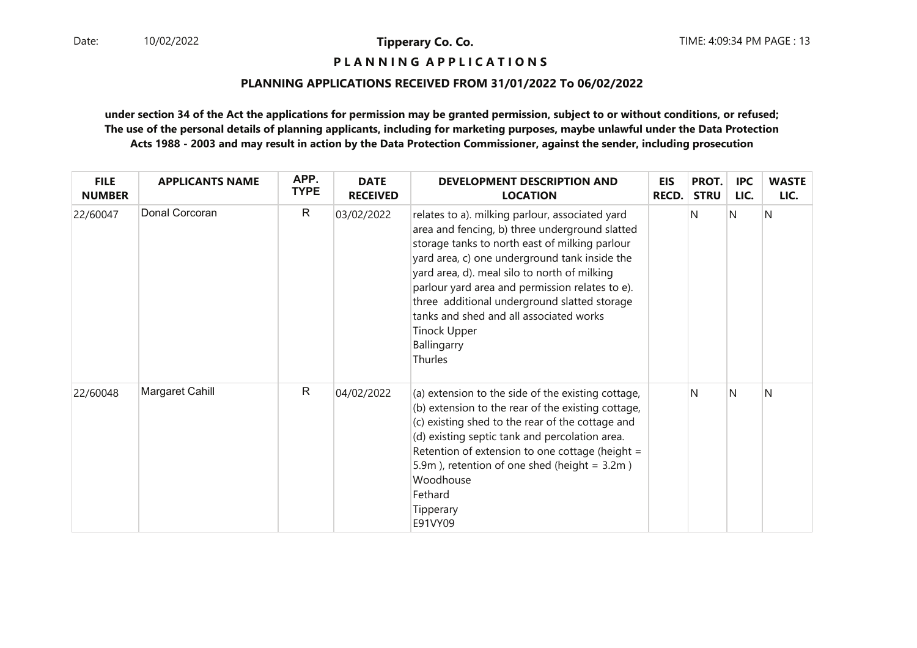**P L A N N I N G   A P P L I C A T I O N S**

**PLANNING APPLICATIONS RECEIVED FROM 31/01/2022 To 06/02/2022**

**under section 34 of the Act the applications for permission may be granted permission, subject to or without conditions, or refused; The use of the personal details of planning applicants, including for marketing purposes, maybe unlawful under the Data Protection Acts 1988 - 2003 and may result in action by the Data Protection Commissioner, against the sender, including prosecution**

| FILE NUMBER | APPLICANTS NAME | APP. TYPE | DATE RECEIVED | DEVELOPMENT DESCRIPTION AND LOCATION | EIS RECD. | PROT. STRU | IPC LIC. | WASTE LIC. |
|---|---|---|---|---|---|---|---|---|
| 22/60047 | Donal Corcoran | R | 03/02/2022 | relates to a). milking parlour, associated yard area and fencing, b) three underground slatted storage tanks to north east of milking parlour yard area, c) one underground tank inside the yard area, d). meal silo to north of milking parlour yard area and permission relates to e). three additional underground slatted storage tanks and shed and all associated works<br>Tinock Upper<br>Ballingarry<br>Thurles | | N | N | N |
| 22/60048 | Margaret Cahill | R | 04/02/2022 | (a) extension to the side of the existing cottage, (b) extension to the rear of the existing cottage, (c) existing shed to the rear of the cottage and (d) existing septic tank and percolation area. Retention of extension to one cottage (height = 5.9m ), retention of one shed (height = 3.2m )<br>Woodhouse<br>Fethard<br>Tipperary<br>E91VY09 | | N | N | N |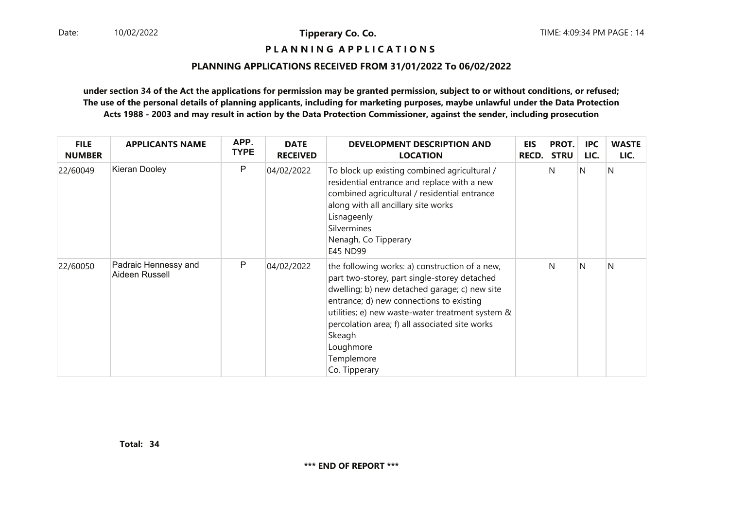**PLANNING APPLICATIONS**

**PLANNING APPLICATIONS RECEIVED FROM 31/01/2022 To 06/02/2022**

**under section 34 of the Act the applications for permission may be granted permission, subject to or without conditions, or refused; The use of the personal details of planning applicants, including for marketing purposes, maybe unlawful under the Data Protection Acts 1988 - 2003 and may result in action by the Data Protection Commissioner, against the sender, including prosecution**

| FILE NUMBER | APPLICANTS NAME | APP. TYPE | DATE RECEIVED | DEVELOPMENT DESCRIPTION AND LOCATION | EIS RECD. | PROT. STRU | IPC LIC. | WASTE LIC. |
|---|---|---|---|---|---|---|---|---|
| 22/60049 | Kieran Dooley | P | 04/02/2022 | To block up existing combined agricultural / residential entrance and replace with a new combined agricultural / residential entrance along with all ancillary site works<br>Lisnageenly<br>Silvermines<br>Nenagh, Co Tipperary<br>E45 ND99 | | N | N | N |
| 22/60050 | Padraic Hennessy and Aideen Russell | P | 04/02/2022 | the following works: a) construction of a new, part two-storey, part single-storey detached dwelling; b) new detached garage; c) new site entrance; d) new connections to existing utilities; e) new waste-water treatment system & percolation area; f) all associated site works<br>Skeagh<br>Loughmore<br>Templemore<br>Co. Tipperary | | N | N | N |

**Total: 34**

**\*\*\* END OF REPORT \*\*\***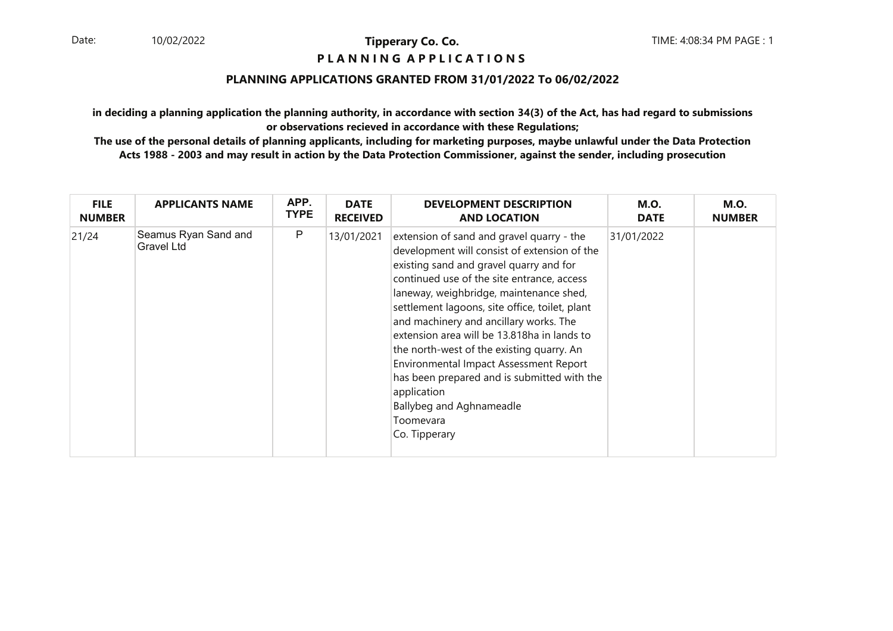Date: 10/02/2022

**Tipperary Co. Co.**

**P L A N N I N G A P P L I C A T I O N S**

**PLANNING APPLICATIONS GRANTED FROM 31/01/2022 To 06/02/2022**

**in deciding a planning application the planning authority, in accordance with section 34(3) of the Act, has had regard to submissions or observations recieved in accordance with these Regulations;**

**The use of the personal details of planning applicants, including for marketing purposes, maybe unlawful under the Data Protection Acts 1988 - 2003 and may result in action by the Data Protection Commissioner, against the sender, including prosecution**

| FILE NUMBER | APPLICANTS NAME | APP. TYPE | DATE RECEIVED | DEVELOPMENT DESCRIPTION AND LOCATION | M.O. DATE | M.O. NUMBER |
|---|---|---|---|---|---|---|
| 21/24 | Seamus Ryan Sand and Gravel Ltd | P | 13/01/2021 | extension of sand and gravel quarry - the development will consist of extension of the existing sand and gravel quarry and for continued use of the site entrance, access laneway, weighbridge, maintenance shed, settlement lagoons, site office, toilet, plant and machinery and ancillary works. The extension area will be 13.818ha in lands to the north-west of the existing quarry. An Environmental Impact Assessment Report has been prepared and is submitted with the application<br>Ballybeg and Aghnameadle<br>Toomevara<br>Co. Tipperary | 31/01/2022 | |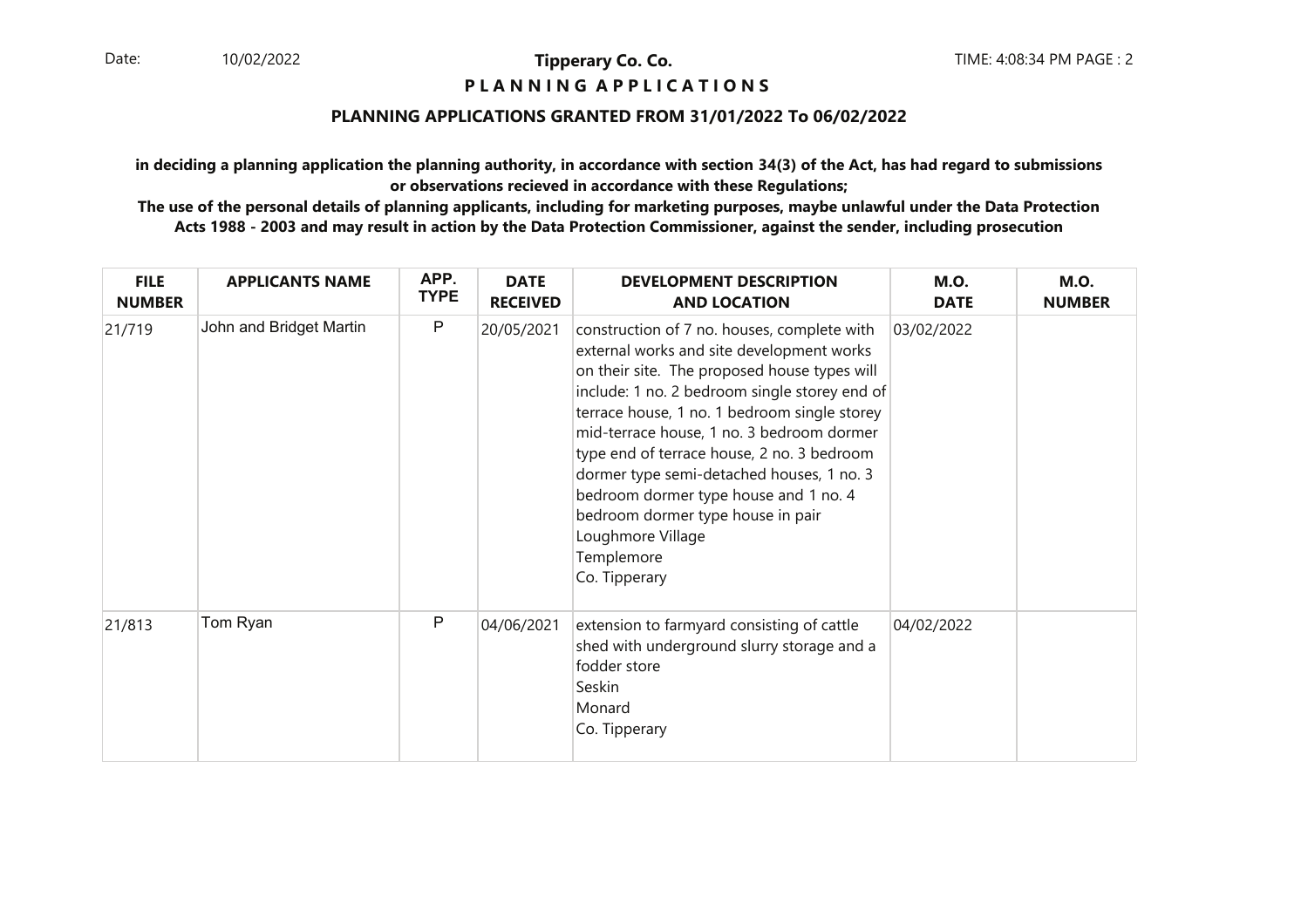Date: 10/02/2022

**Tipperary Co. Co.**

**P L A N N I N G A P P L I C A T I O N S**

TIME: 4:08:34 PM PAGE : 2

**PLANNING APPLICATIONS GRANTED FROM 31/01/2022 To 06/02/2022**

**in deciding a planning application the planning authority, in accordance with section 34(3) of the Act, has had regard to submissions or observations recieved in accordance with these Regulations;**

**The use of the personal details of planning applicants, including for marketing purposes, maybe unlawful under the Data Protection Acts 1988 - 2003 and may result in action by the Data Protection Commissioner, against the sender, including prosecution**

| FILE NUMBER | APPLICANTS NAME | APP. TYPE | DATE RECEIVED | DEVELOPMENT DESCRIPTION AND LOCATION | M.O. DATE | M.O. NUMBER |
|---|---|---|---|---|---|---|
| 21/719 | John and Bridget Martin | P | 20/05/2021 | construction of 7 no. houses, complete with external works and site development works on their site. The proposed house types will include: 1 no. 2 bedroom single storey end of terrace house, 1 no. 1 bedroom single storey mid-terrace house, 1 no. 3 bedroom dormer type end of terrace house, 2 no. 3 bedroom dormer type semi-detached houses, 1 no. 3 bedroom dormer type house and 1 no. 4 bedroom dormer type house in pair<br>Loughmore Village<br>Templemore<br>Co. Tipperary | 03/02/2022 | |
| 21/813 | Tom Ryan | P | 04/06/2021 | extension to farmyard consisting of cattle shed with underground slurry storage and a fodder store<br>Seskin<br>Monard<br>Co. Tipperary | 04/02/2022 | |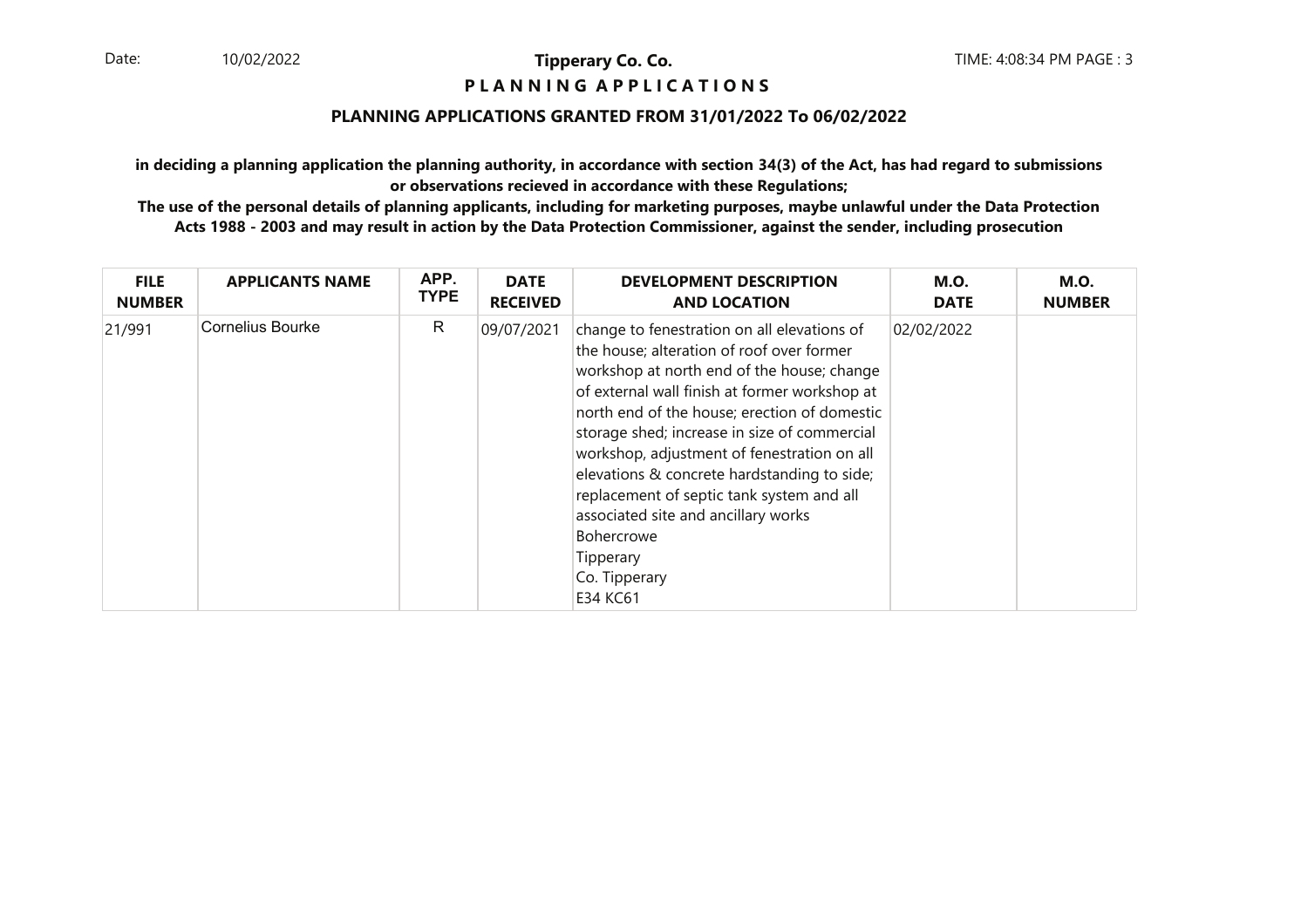**PLANNING APPLICATIONS**

**PLANNING APPLICATIONS GRANTED FROM 31/01/2022 To 06/02/2022**

**in deciding a planning application the planning authority, in accordance with section 34(3) of the Act, has had regard to submissions or observations recieved in accordance with these Regulations;**

**The use of the personal details of planning applicants, including for marketing purposes, maybe unlawful under the Data Protection Acts 1988 - 2003 and may result in action by the Data Protection Commissioner, against the sender, including prosecution**

| FILE NUMBER | APPLICANTS NAME | APP. TYPE | DATE RECEIVED | DEVELOPMENT DESCRIPTION AND LOCATION | M.O. DATE | M.O. NUMBER |
|---|---|---|---|---|---|---|
| 21/991 | Cornelius Bourke | R | 09/07/2021 | change to fenestration on all elevations of the house; alteration of roof over former workshop at north end of the house; change of external wall finish at former workshop at north end of the house; erection of domestic storage shed; increase in size of commercial workshop, adjustment of fenestration on all elevations & concrete hardstanding to side; replacement of septic tank system and all associated site and ancillary works Bohercrowe Tipperary Co. Tipperary E34 KC61 | 02/02/2022 | |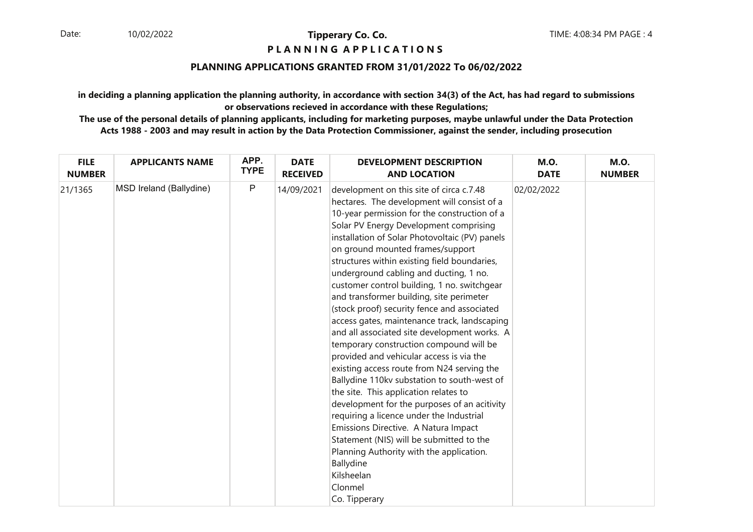**Tipperary Co. Co.**

**P L A N N I N G A P P L I C A T I O N S**

**PLANNING APPLICATIONS GRANTED FROM 31/01/2022 To 06/02/2022**

**in deciding a planning application the planning authority, in accordance with section 34(3) of the Act, has had regard to submissions or observations recieved in accordance with these Regulations;**

**The use of the personal details of planning applicants, including for marketing purposes, maybe unlawful under the Data Protection Acts 1988 - 2003 and may result in action by the Data Protection Commissioner, against the sender, including prosecution**

| FILE NUMBER | APPLICANTS NAME | APP. TYPE | DATE RECEIVED | DEVELOPMENT DESCRIPTION AND LOCATION | M.O. DATE | M.O. NUMBER |
|---|---|---|---|---|---|---|
| 21/1365 | MSD Ireland (Ballydine) | P | 14/09/2021 | development on this site of circa c.7.48 hectares. The development will consist of a 10-year permission for the construction of a Solar PV Energy Development comprising installation of Solar Photovoltaic (PV) panels on ground mounted frames/support structures within existing field boundaries, underground cabling and ducting, 1 no. customer control building, 1 no. switchgear and transformer building, site perimeter (stock proof) security fence and associated access gates, maintenance track, landscaping and all associated site development works. A temporary construction compound will be provided and vehicular access is via the existing access route from N24 serving the Ballydine 110kv substation to south-west of the site. This application relates to development for the purposes of an acitivity requiring a licence under the Industrial Emissions Directive. A Natura Impact Statement (NIS) will be submitted to the Planning Authority with the application. Ballydine Kilsheelan Clonmel Co. Tipperary | 02/02/2022 | |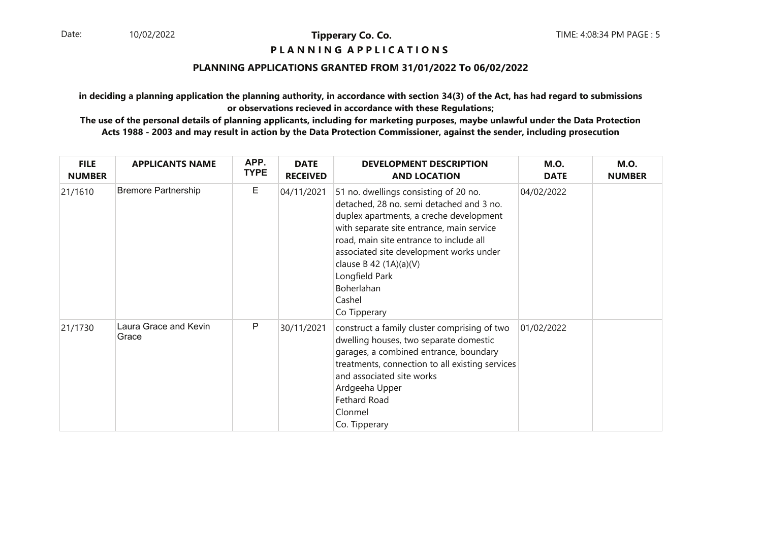Date: 10/02/2022

**Tipperary Co. Co.**

**P L A N N I N G A P P L I C A T I O N S**

TIME: 4:08:34 PM PAGE : 5

## PLANNING APPLICATIONS GRANTED FROM 31/01/2022 To 06/02/2022

**in deciding a planning application the planning authority, in accordance with section 34(3) of the Act, has had regard to submissions or observations recieved in accordance with these Regulations;**

**The use of the personal details of planning applicants, including for marketing purposes, maybe unlawful under the Data Protection Acts 1988 - 2003 and may result in action by the Data Protection Commissioner, against the sender, including prosecution**

| FILE NUMBER | APPLICANTS NAME | APP. TYPE | DATE RECEIVED | DEVELOPMENT DESCRIPTION AND LOCATION | M.O. DATE | M.O. NUMBER |
|---|---|---|---|---|---|---|
| 21/1610 | Bremore Partnership | E | 04/11/2021 | 51 no. dwellings consisting of 20 no. detached, 28 no. semi detached and 3 no. duplex apartments, a creche development with separate site entrance, main service road, main site entrance to include all associated site development works under clause B 42 (1A)(a)(V)<br>Longfield Park<br>Boherlahan<br>Cashel<br>Co Tipperary | 04/02/2022 | |
| 21/1730 | Laura Grace and Kevin Grace | P | 30/11/2021 | construct a family cluster comprising of two dwelling houses, two separate domestic garages, a combined entrance, boundary treatments, connection to all existing services and associated site works<br>Ardgeeha Upper<br>Fethard Road<br>Clonmel<br>Co. Tipperary | 01/02/2022 | |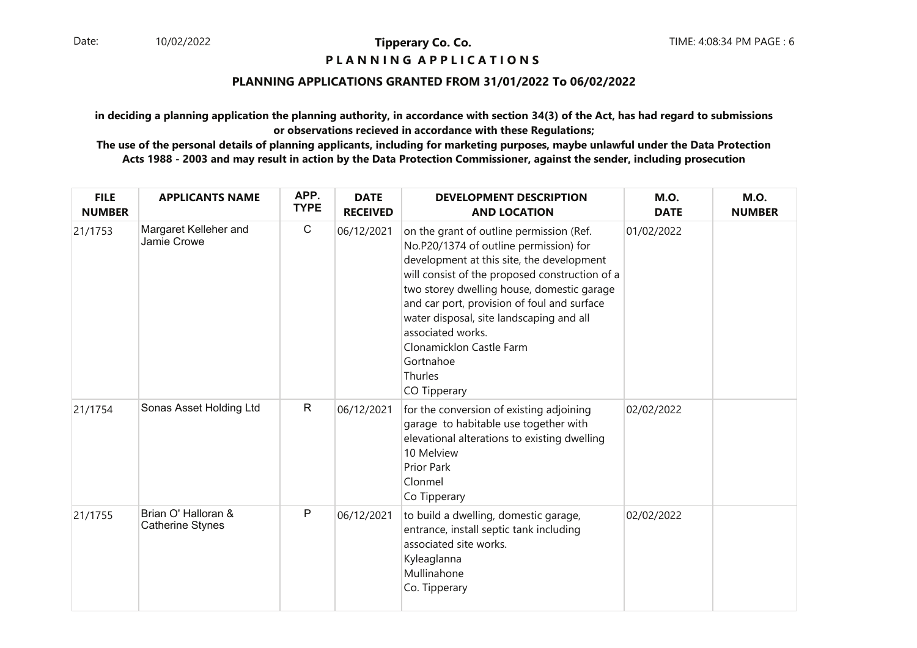Date: 10/02/2022

**Tipperary Co. Co.**

**P L A N N I N G A P P L I C A T I O N S**

**PLANNING APPLICATIONS GRANTED FROM 31/01/2022 To 06/02/2022**

**in deciding a planning application the planning authority, in accordance with section 34(3) of the Act, has had regard to submissions or observations recieved in accordance with these Regulations;**

**The use of the personal details of planning applicants, including for marketing purposes, maybe unlawful under the Data Protection Acts 1988 - 2003 and may result in action by the Data Protection Commissioner, against the sender, including prosecution**

| FILE NUMBER | APPLICANTS NAME | APP. TYPE | DATE RECEIVED | DEVELOPMENT DESCRIPTION AND LOCATION | M.O. DATE | M.O. NUMBER |
|---|---|---|---|---|---|---|
| 21/1753 | Margaret Kelleher and Jamie Crowe | C | 06/12/2021 | on the grant of outline permission (Ref. No.P20/1374 of outline permission) for development at this site, the development will consist of the proposed construction of a two storey dwelling house, domestic garage and car port, provision of foul and surface water disposal, site landscaping and all associated works. Clonamicklon Castle Farm Gortnahoe Thurles CO Tipperary | 01/02/2022 | |
| 21/1754 | Sonas Asset Holding Ltd | R | 06/12/2021 | for the conversion of existing adjoining garage to habitable use together with elevational alterations to existing dwelling 10 Melview Prior Park Clonmel Co Tipperary | 02/02/2022 | |
| 21/1755 | Brian O' Halloran & Catherine Stynes | P | 06/12/2021 | to build a dwelling, domestic garage, entrance, install septic tank including associated site works. Kyleaglanna Mullinahone Co. Tipperary | 02/02/2022 | |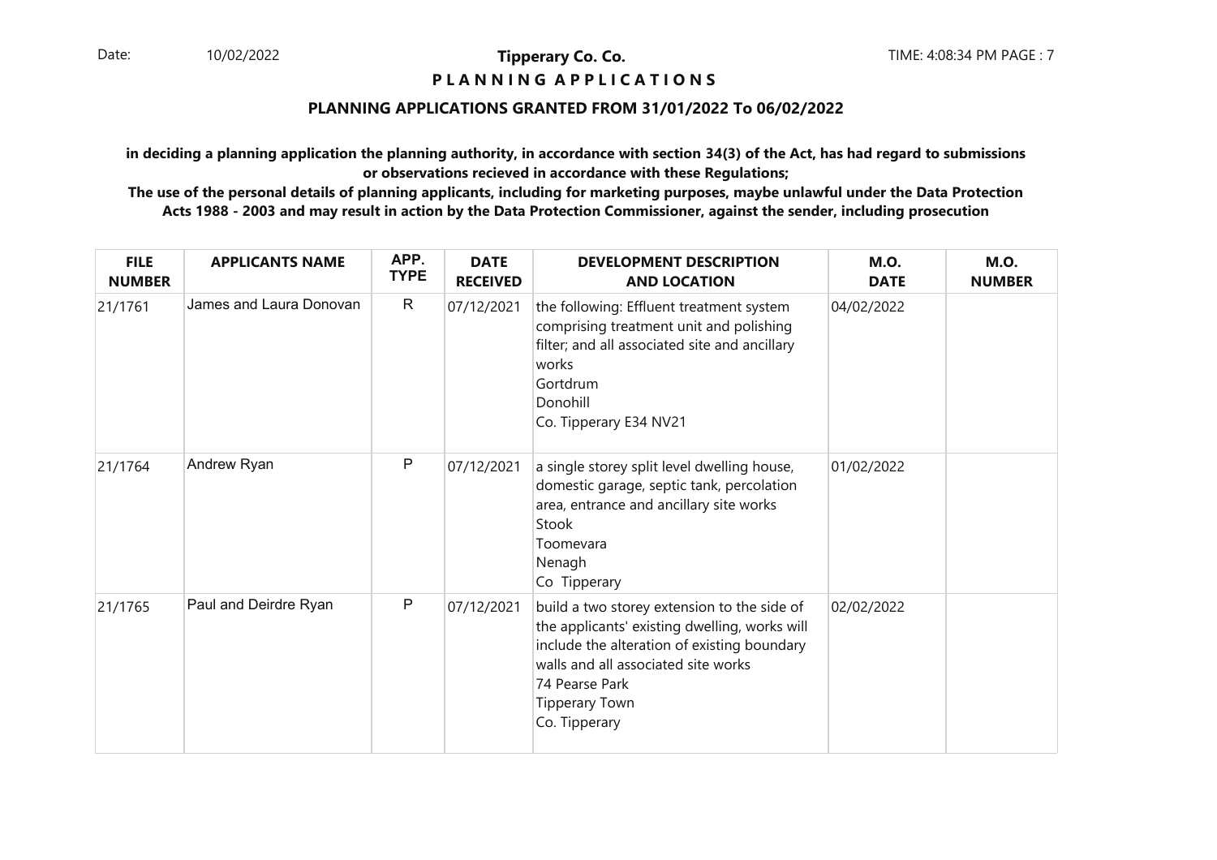# PLANNING APPLICATIONS

## PLANNING APPLICATIONS GRANTED FROM 31/01/2022 To 06/02/2022

**in deciding a planning application the planning authority, in accordance with section 34(3) of the Act, has had regard to submissions or observations recieved in accordance with these Regulations;**

**The use of the personal details of planning applicants, including for marketing purposes, maybe unlawful under the Data Protection Acts 1988 - 2003 and may result in action by the Data Protection Commissioner, against the sender, including prosecution**

| FILE NUMBER | APPLICANTS NAME | APP. TYPE | DATE RECEIVED | DEVELOPMENT DESCRIPTION AND LOCATION | M.O. DATE | M.O. NUMBER |
|---|---|---|---|---|---|---|
| 21/1761 | James and Laura Donovan | R | 07/12/2021 | the following: Effluent treatment system comprising treatment unit and polishing filter; and all associated site and ancillary works<br>Gortdrum<br>Donohill<br>Co. Tipperary E34 NV21 | 04/02/2022 | |
| 21/1764 | Andrew Ryan | P | 07/12/2021 | a single storey split level dwelling house, domestic garage, septic tank, percolation area, entrance and ancillary site works<br>Stook<br>Toomevara<br>Nenagh<br>Co Tipperary | 01/02/2022 | |
| 21/1765 | Paul and Deirdre Ryan | P | 07/12/2021 | build a two storey extension to the side of the applicants' existing dwelling, works will include the alteration of existing boundary walls and all associated site works<br>74 Pearse Park<br>Tipperary Town<br>Co. Tipperary | 02/02/2022 | |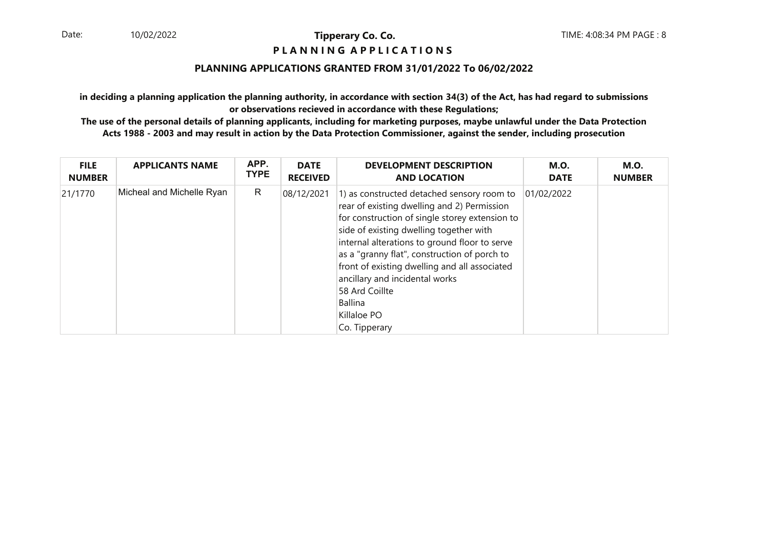**Tipperary Co. Co.**

**P L A N N I N G A P P L I C A T I O N S**

**PLANNING APPLICATIONS GRANTED FROM 31/01/2022 To 06/02/2022**

**in deciding a planning application the planning authority, in accordance with section 34(3) of the Act, has had regard to submissions or observations recieved in accordance with these Regulations;**

**The use of the personal details of planning applicants, including for marketing purposes, maybe unlawful under the Data Protection Acts 1988 - 2003 and may result in action by the Data Protection Commissioner, against the sender, including prosecution**

| FILE NUMBER | APPLICANTS NAME | APP. TYPE | DATE RECEIVED | DEVELOPMENT DESCRIPTION AND LOCATION | M.O. DATE | M.O. NUMBER |
|---|---|---|---|---|---|---|
| 21/1770 | Micheal and Michelle Ryan | R | 08/12/2021 | 1) as constructed detached sensory room to rear of existing dwelling and 2) Permission for construction of single storey extension to side of existing dwelling together with internal alterations to ground floor to serve as a "granny flat", construction of porch to front of existing dwelling and all associated ancillary and incidental works<br>58 Ard Coillte<br>Ballina<br>Killaloe PO<br>Co. Tipperary | 01/02/2022 | |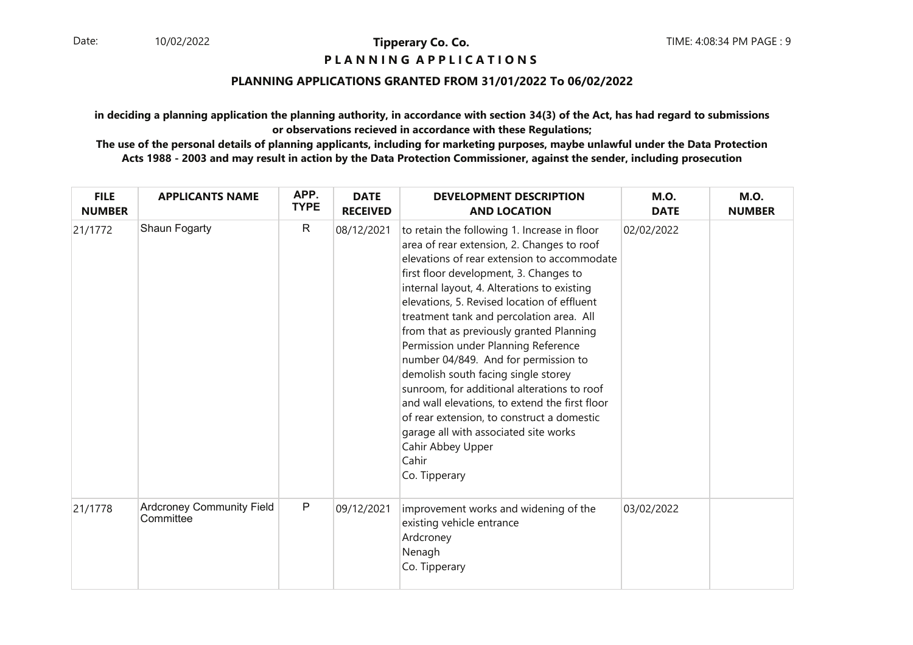**P L A N N I N G A P P L I C A T I O N S**

## PLANNING APPLICATIONS GRANTED FROM 31/01/2022 To 06/02/2022

**in deciding a planning application the planning authority, in accordance with section 34(3) of the Act, has had regard to submissions or observations recieved in accordance with these Regulations;**

**The use of the personal details of planning applicants, including for marketing purposes, maybe unlawful under the Data Protection Acts 1988 - 2003 and may result in action by the Data Protection Commissioner, against the sender, including prosecution**

| FILE NUMBER | APPLICANTS NAME | APP. TYPE | DATE RECEIVED | DEVELOPMENT DESCRIPTION AND LOCATION | M.O. DATE | M.O. NUMBER |
|---|---|---|---|---|---|---|
| 21/1772 | Shaun Fogarty | R | 08/12/2021 | to retain the following 1. Increase in floor area of rear extension, 2. Changes to roof elevations of rear extension to accommodate first floor development, 3. Changes to internal layout, 4. Alterations to existing elevations, 5. Revised location of effluent treatment tank and percolation area. All from that as previously granted Planning Permission under Planning Reference number 04/849. And for permission to demolish south facing single storey sunroom, for additional alterations to roof and wall elevations, to extend the first floor of rear extension, to construct a domestic garage all with associated site works Cahir Abbey Upper Cahir Co. Tipperary | 02/02/2022 | |
| 21/1778 | Ardcroney Community Field Committee | P | 09/12/2021 | improvement works and widening of the existing vehicle entrance Ardcroney Nenagh Co. Tipperary | 03/02/2022 | |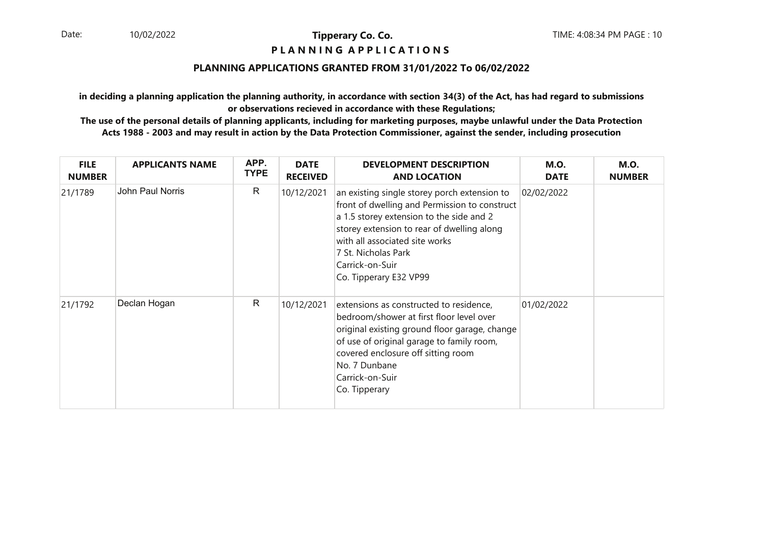**Tipperary Co. Co.**

**P L A N N I N G A P P L I C A T I O N S**

**PLANNING APPLICATIONS GRANTED FROM 31/01/2022 To 06/02/2022**

**in deciding a planning application the planning authority, in accordance with section 34(3) of the Act, has had regard to submissions or observations recieved in accordance with these Regulations;**

**The use of the personal details of planning applicants, including for marketing purposes, maybe unlawful under the Data Protection Acts 1988 - 2003 and may result in action by the Data Protection Commissioner, against the sender, including prosecution**

| FILE NUMBER | APPLICANTS NAME | APP. TYPE | DATE RECEIVED | DEVELOPMENT DESCRIPTION AND LOCATION | M.O. DATE | M.O. NUMBER |
|---|---|---|---|---|---|---|
| 21/1789 | John Paul Norris | R | 10/12/2021 | an existing single storey porch extension to front of dwelling and Permission to construct a 1.5 storey extension to the side and 2 storey extension to rear of dwelling along with all associated site works<br>7 St. Nicholas Park<br>Carrick-on-Suir<br>Co. Tipperary E32 VP99 | 02/02/2022 | |
| 21/1792 | Declan Hogan | R | 10/12/2021 | extensions as constructed to residence, bedroom/shower at first floor level over original existing ground floor garage, change of use of original garage to family room, covered enclosure off sitting room<br>No. 7 Dunbane<br>Carrick-on-Suir<br>Co. Tipperary | 01/02/2022 | |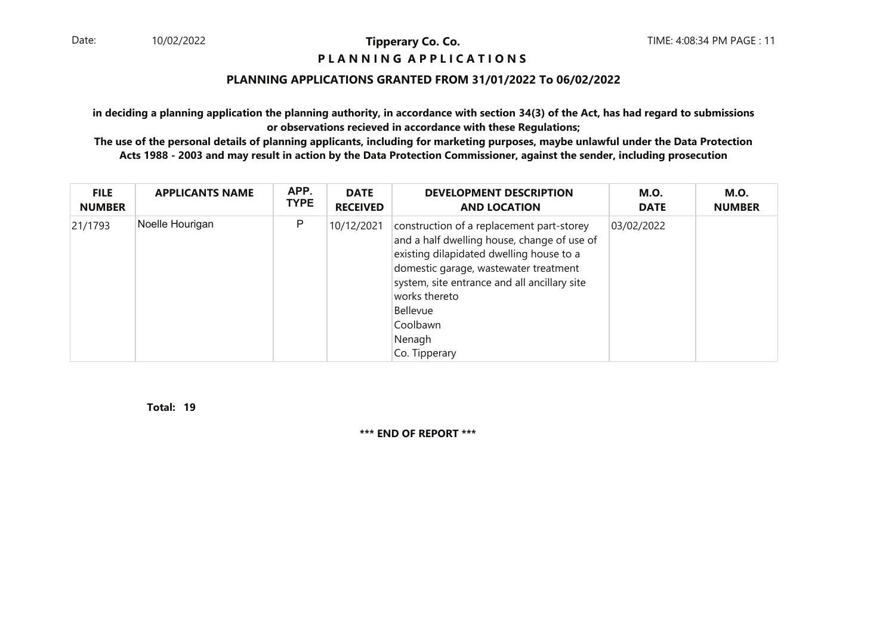**Tipperary Co. Co.**

**P L A N N I N G  A P P L I C A T I O N S**

**PLANNING APPLICATIONS GRANTED FROM 31/01/2022 To 06/02/2022**

**in deciding a planning application the planning authority, in accordance with section 34(3) of the Act, has had regard to submissions or observations recieved in accordance with these Regulations;**

**The use of the personal details of planning applicants, including for marketing purposes, maybe unlawful under the Data Protection Acts 1988 - 2003 and may result in action by the Data Protection Commissioner, against the sender, including prosecution**

| FILE NUMBER | APPLICANTS NAME | APP. TYPE | DATE RECEIVED | DEVELOPMENT DESCRIPTION AND LOCATION | M.O. DATE | M.O. NUMBER |
|---|---|---|---|---|---|---|
| 21/1793 | Noelle Hourigan | P | 10/12/2021 | construction of a replacement part-storey and a half dwelling house, change of use of existing dilapidated dwelling house to a domestic garage, wastewater treatment system, site entrance and all ancillary site works thereto Bellevue Coolbawn Nenagh Co. Tipperary | 03/02/2022 | |

**Total: 19**

**\*\*\* END OF REPORT \*\*\***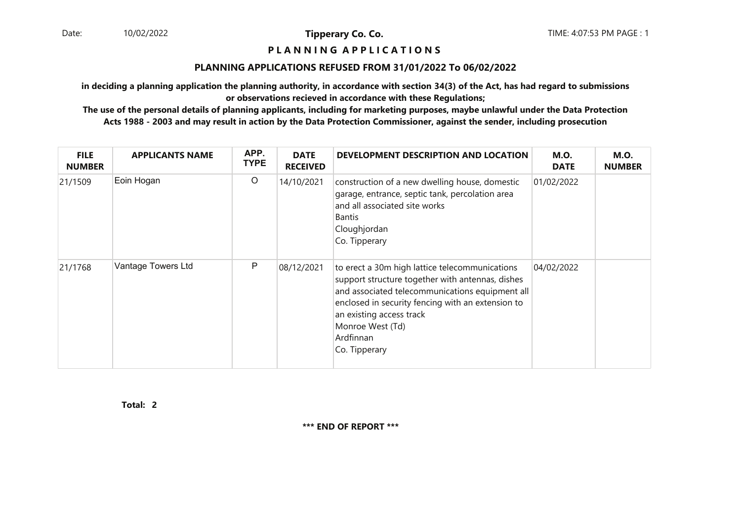**Tipperary Co. Co.**

**P L A N N I N G A P P L I C A T I O N S**

**PLANNING APPLICATIONS REFUSED FROM 31/01/2022 To 06/02/2022**

**in deciding a planning application the planning authority, in accordance with section 34(3) of the Act, has had regard to submissions or observations recieved in accordance with these Regulations;**

**The use of the personal details of planning applicants, including for marketing purposes, maybe unlawful under the Data Protection Acts 1988 - 2003 and may result in action by the Data Protection Commissioner, against the sender, including prosecution**

| FILE NUMBER | APPLICANTS NAME | APP. TYPE | DATE RECEIVED | DEVELOPMENT DESCRIPTION AND LOCATION | M.O. DATE | M.O. NUMBER |
|---|---|---|---|---|---|---|
| 21/1509 | Eoin Hogan | O | 14/10/2021 | construction of a new dwelling house, domestic garage, entrance, septic tank, percolation area and all associated site works<br>Bantis<br>Cloughjordan<br>Co. Tipperary | 01/02/2022 | |
| 21/1768 | Vantage Towers Ltd | P | 08/12/2021 | to erect a 30m high lattice telecommunications support structure together with antennas, dishes and associated telecommunications equipment all enclosed in security fencing with an extension to an existing access track<br>Monroe West (Td)<br>Ardfinnan<br>Co. Tipperary | 04/02/2022 | |

**Total: 2**

**\*\*\* END OF REPORT \*\*\***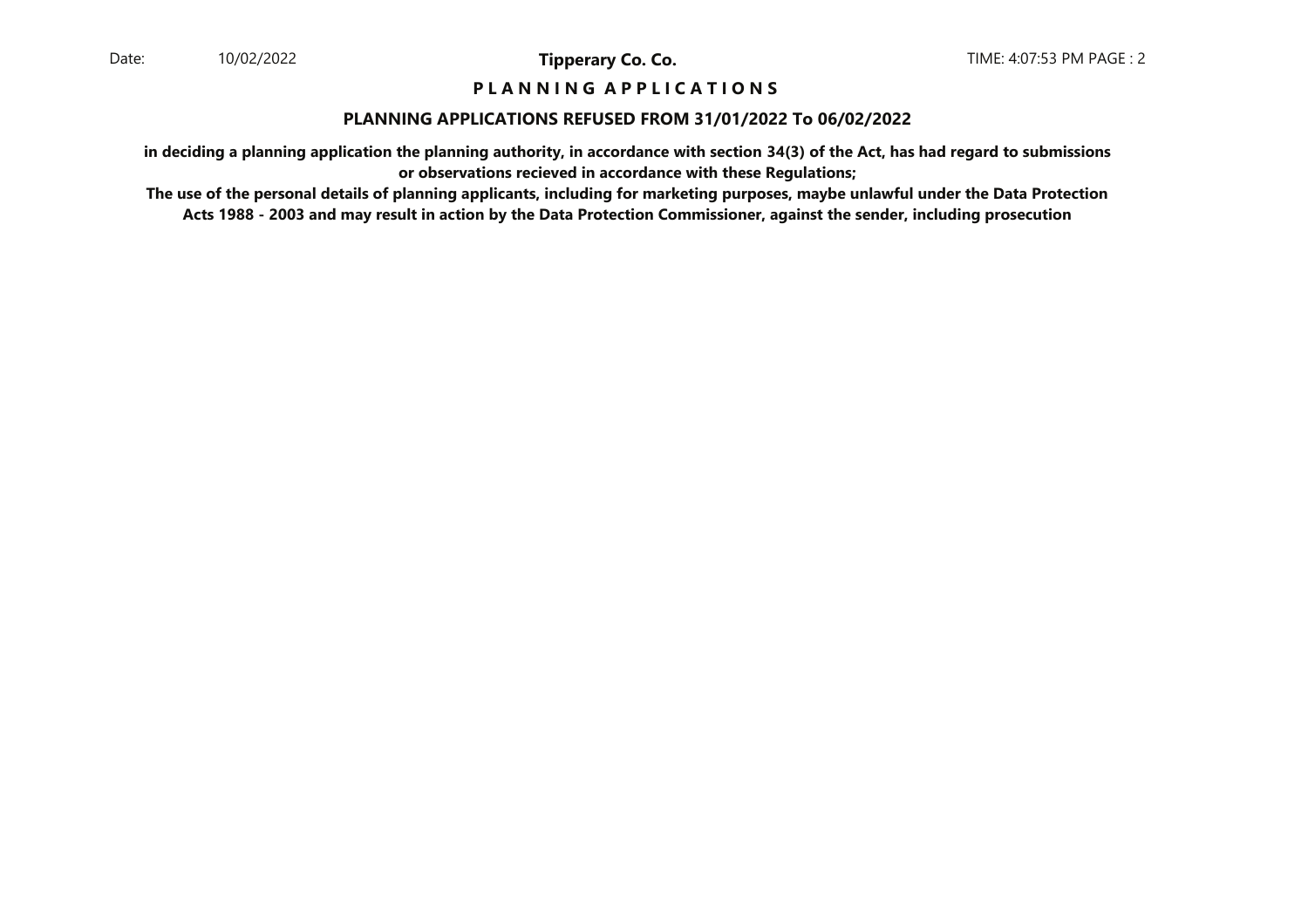**P L A N N I N G  A P P L I C A T I O N S**

**PLANNING APPLICATIONS REFUSED FROM 31/01/2022 To 06/02/2022**

**in deciding a planning application the planning authority, in accordance with section 34(3) of the Act, has had regard to submissions or observations recieved in accordance with these Regulations;**

**The use of the personal details of planning applicants, including for marketing purposes, maybe unlawful under the Data Protection Acts 1988 - 2003 and may result in action by the Data Protection Commissioner, against the sender, including prosecution**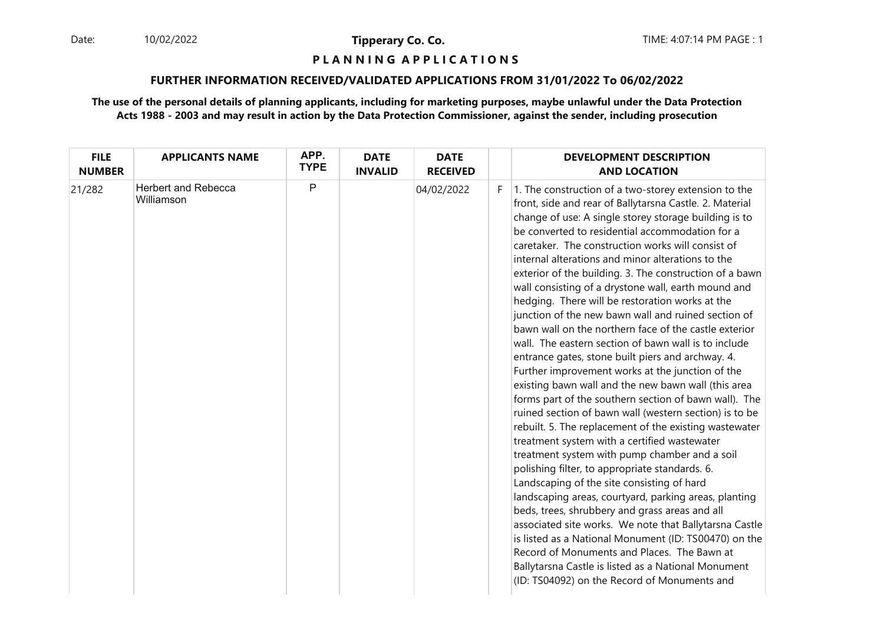**Tipperary Co. Co.**

**P L A N N I N G A P P L I C A T I O N S**

**FURTHER INFORMATION RECEIVED/VALIDATED APPLICATIONS FROM 31/01/2022 To 06/02/2022**

**The use of the personal details of planning applicants, including for marketing purposes, maybe unlawful under the Data Protection Acts 1988 - 2003 and may result in action by the Data Protection Commissioner, against the sender, including prosecution**

| FILE NUMBER | APPLICANTS NAME | APP. TYPE | DATE INVALID | DATE RECEIVED | | DEVELOPMENT DESCRIPTION AND LOCATION |
|---|---|---|---|---|---|---|
| 21/282 | Herbert and Rebecca Williamson | P | | 04/02/2022 | F | 1. The construction of a two-storey extension to the front, side and rear of Ballytarsna Castle. 2. Material change of use: A single storey storage building is to be converted to residential accommodation for a caretaker. The construction works will consist of internal alterations and minor alterations to the exterior of the building. 3. The construction of a bawn wall consisting of a drystone wall, earth mound and hedging. There will be restoration works at the junction of the new bawn wall and ruined section of bawn wall on the northern face of the castle exterior wall. The eastern section of bawn wall is to include entrance gates, stone built piers and archway. 4. Further improvement works at the junction of the existing bawn wall and the new bawn wall (this area forms part of the southern section of bawn wall). The ruined section of bawn wall (western section) is to be rebuilt. 5. The replacement of the existing wastewater treatment system with a certified wastewater treatment system with pump chamber and a soil polishing filter, to appropriate standards. 6. Landscaping of the site consisting of hard landscaping areas, courtyard, parking areas, planting beds, trees, shrubbery and grass areas and all associated site works. We note that Ballytarsna Castle is listed as a National Monument (ID: TS00470) on the Record of Monuments and Places. The Bawn at Ballytarsna Castle is listed as a National Monument (ID: TS04092) on the Record of Monuments and |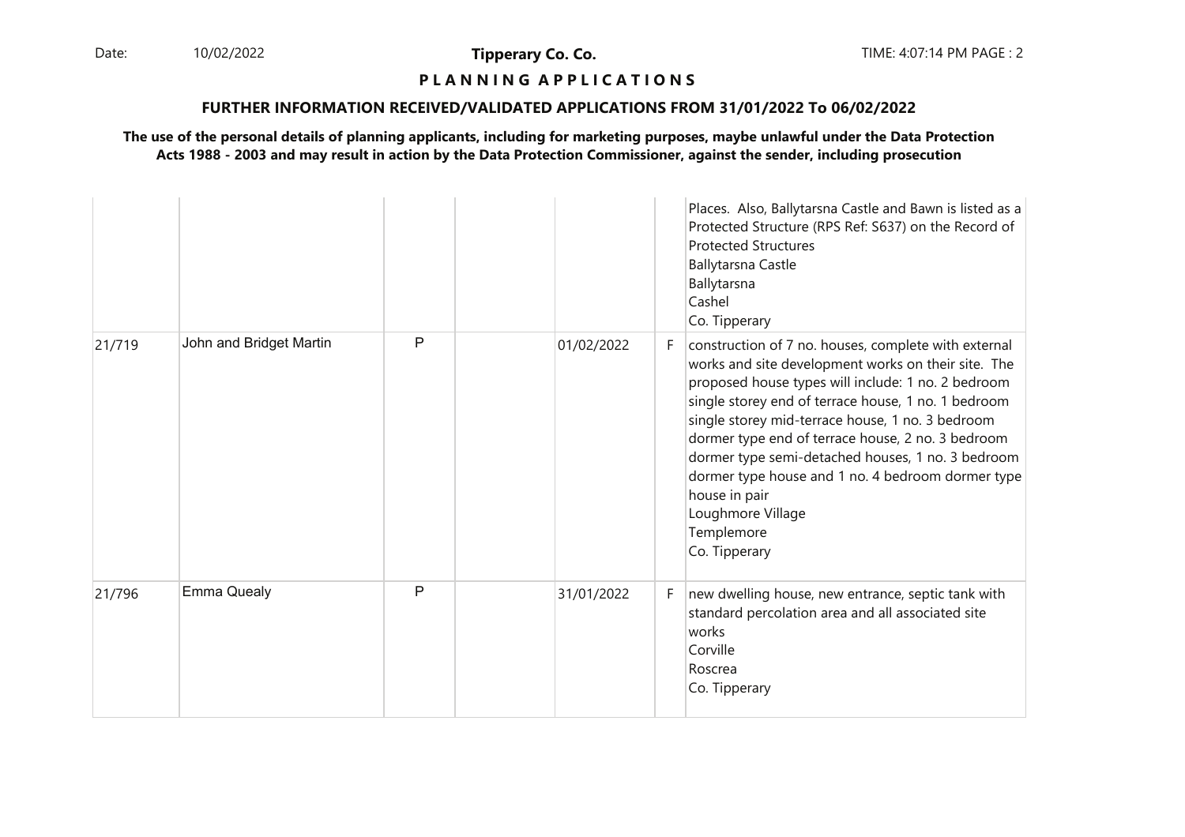**P L A N N I N G   A P P L I C A T I O N S**

**FURTHER INFORMATION RECEIVED/VALIDATED APPLICATIONS FROM 31/01/2022 To 06/02/2022**

**The use of the personal details of planning applicants, including for marketing purposes, maybe unlawful under the Data Protection Acts 1988 - 2003 and may result in action by the Data Protection Commissioner, against the sender, including prosecution**

| | | | | | | |
|---|---|---|---|---|---|---|
| | | | | | | Places. Also, Ballytarsna Castle and Bawn is listed as a Protected Structure (RPS Ref: S637) on the Record of Protected Structures<br>Ballytarsna Castle<br>Ballytarsna<br>Cashel<br>Co. Tipperary |
| 21/719 | John and Bridget Martin | P | | 01/02/2022 | F | construction of 7 no. houses, complete with external works and site development works on their site. The proposed house types will include: 1 no. 2 bedroom single storey end of terrace house, 1 no. 1 bedroom single storey mid-terrace house, 1 no. 3 bedroom dormer type end of terrace house, 2 no. 3 bedroom dormer type semi-detached houses, 1 no. 3 bedroom dormer type house and 1 no. 4 bedroom dormer type house in pair<br>Loughmore Village<br>Templemore<br>Co. Tipperary |
| 21/796 | Emma Quealy | P | | 31/01/2022 | F | new dwelling house, new entrance, septic tank with standard percolation area and all associated site works<br>Corville<br>Roscrea<br>Co. Tipperary |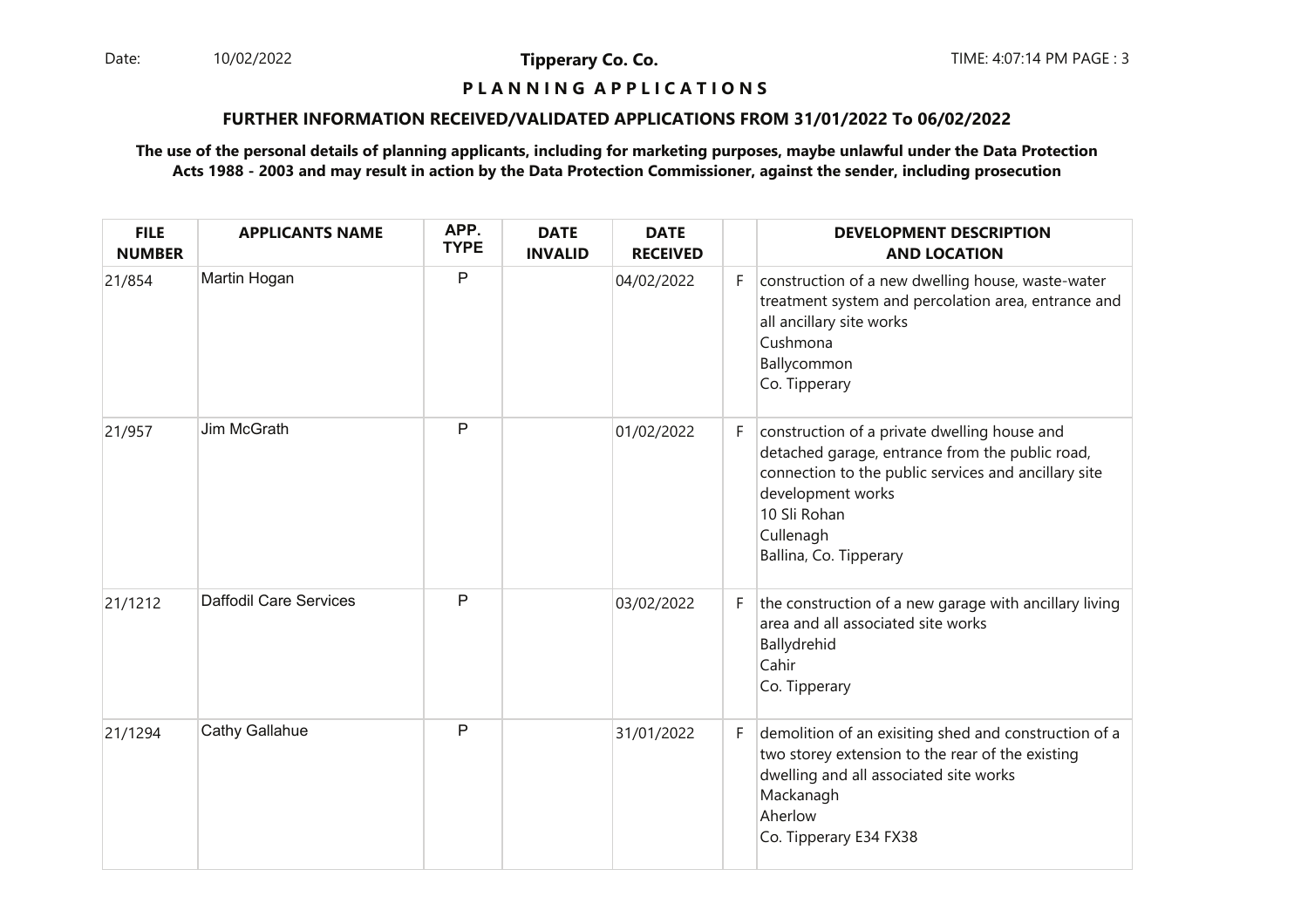**Tipperary Co. Co.**

**P L A N N I N G A P P L I C A T I O N S**

**FURTHER INFORMATION RECEIVED/VALIDATED APPLICATIONS FROM 31/01/2022 To 06/02/2022**

**The use of the personal details of planning applicants, including for marketing purposes, maybe unlawful under the Data Protection Acts 1988 - 2003 and may result in action by the Data Protection Commissioner, against the sender, including prosecution**

| FILE NUMBER | APPLICANTS NAME | APP. TYPE | DATE INVALID | DATE RECEIVED | | DEVELOPMENT DESCRIPTION AND LOCATION |
|---|---|---|---|---|---|---|
| 21/854 | Martin Hogan | P | | 04/02/2022 | F | construction of a new dwelling house, waste-water treatment system and percolation area, entrance and all ancillary site works<br>Cushmona<br>Ballycommon<br>Co. Tipperary |
| 21/957 | Jim McGrath | P | | 01/02/2022 | F | construction of a private dwelling house and detached garage, entrance from the public road, connection to the public services and ancillary site development works<br>10 Sli Rohan<br>Cullenagh<br>Ballina, Co. Tipperary |
| 21/1212 | Daffodil Care Services | P | | 03/02/2022 | F | the construction of a new garage with ancillary living area and all associated site works<br>Ballydrehid<br>Cahir<br>Co. Tipperary |
| 21/1294 | Cathy Gallahue | P | | 31/01/2022 | F | demolition of an exisiting shed and construction of a two storey extension to the rear of the existing dwelling and all associated site works<br>Mackanagh<br>Aherlow<br>Co. Tipperary E34 FX38 |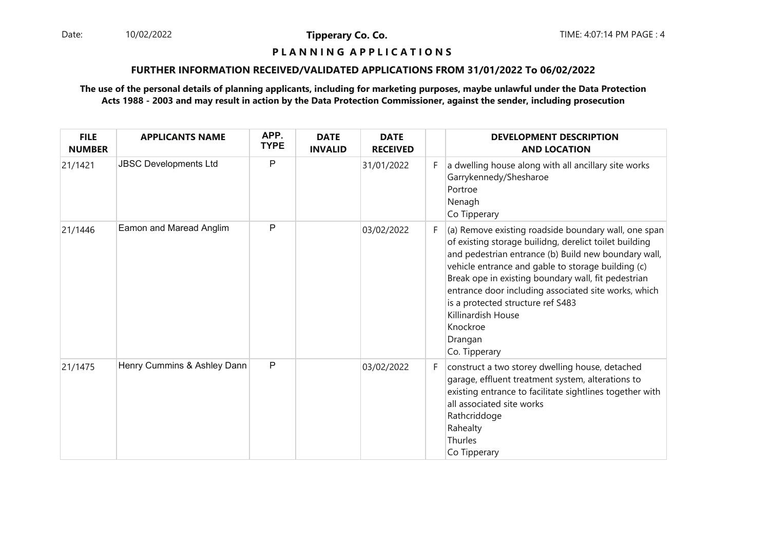**Tipperary Co. Co.**

**P L A N N I N G A P P L I C A T I O N S**

**FURTHER INFORMATION RECEIVED/VALIDATED APPLICATIONS FROM 31/01/2022 To 06/02/2022**

**The use of the personal details of planning applicants, including for marketing purposes, maybe unlawful under the Data Protection Acts 1988 - 2003 and may result in action by the Data Protection Commissioner, against the sender, including prosecution**

| FILE NUMBER | APPLICANTS NAME | APP. TYPE | DATE INVALID | DATE RECEIVED | | DEVELOPMENT DESCRIPTION AND LOCATION |
|---|---|---|---|---|---|---|
| 21/1421 | JBSC Developments Ltd | P | | 31/01/2022 | F | a dwelling house along with all ancillary site works<br>Garrykennedy/Shesharoe<br>Portroe<br>Nenagh<br>Co Tipperary |
| 21/1446 | Eamon and Maread Anglim | P | | 03/02/2022 | F | (a) Remove existing roadside boundary wall, one span of existing storage builidng, derelict toilet building and pedestrian entrance (b) Build new boundary wall, vehicle entrance and gable to storage building (c) Break ope in existing boundary wall, fit pedestrian entrance door including associated site works, which is a protected structure ref S483<br>Killinardish House<br>Knockroe<br>Drangan<br>Co. Tipperary |
| 21/1475 | Henry Cummins & Ashley Dann | P | | 03/02/2022 | F | construct a two storey dwelling house, detached garage, effluent treatment system, alterations to existing entrance to facilitate sightlines together with all associated site works<br>Rathcriddoge<br>Rahealty<br>Thurles<br>Co Tipperary |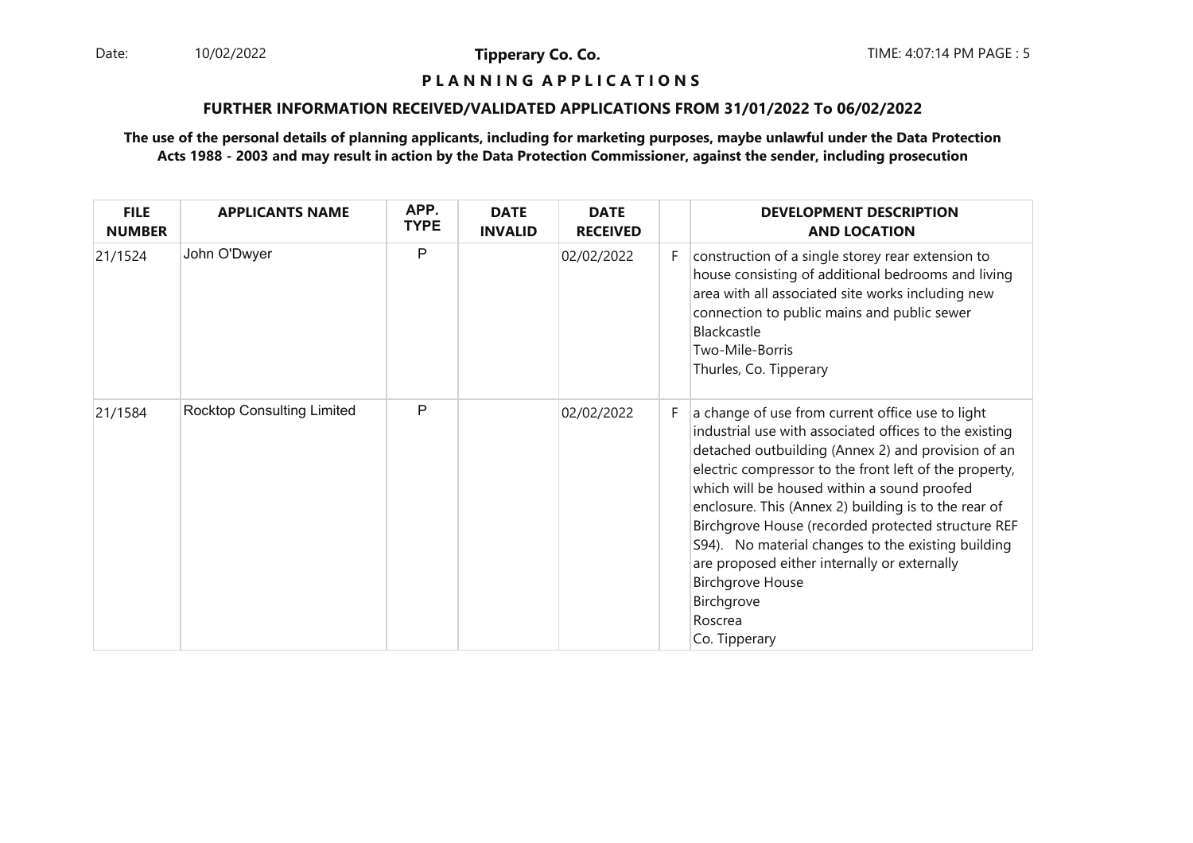**PLANNING APPLICATIONS**

**FURTHER INFORMATION RECEIVED/VALIDATED APPLICATIONS FROM 31/01/2022 To 06/02/2022**

**The use of the personal details of planning applicants, including for marketing purposes, maybe unlawful under the Data Protection Acts 1988 - 2003 and may result in action by the Data Protection Commissioner, against the sender, including prosecution**

| FILE NUMBER | APPLICANTS NAME | APP. TYPE | DATE INVALID | DATE RECEIVED | | DEVELOPMENT DESCRIPTION AND LOCATION |
|---|---|---|---|---|---|---|
| 21/1524 | John O'Dwyer | P | | 02/02/2022 | F | construction of a single storey rear extension to house consisting of additional bedrooms and living area with all associated site works including new connection to public mains and public sewer<br>Blackcastle<br>Two-Mile-Borris<br>Thurles, Co. Tipperary |
| 21/1584 | Rocktop Consulting Limited | P | | 02/02/2022 | F | a change of use from current office use to light industrial use with associated offices to the existing detached outbuilding (Annex 2) and provision of an electric compressor to the front left of the property, which will be housed within a sound proofed enclosure. This (Annex 2) building is to the rear of Birchgrove House (recorded protected structure REF S94). No material changes to the existing building are proposed either internally or externally<br>Birchgrove House<br>Birchgrove<br>Roscrea<br>Co. Tipperary |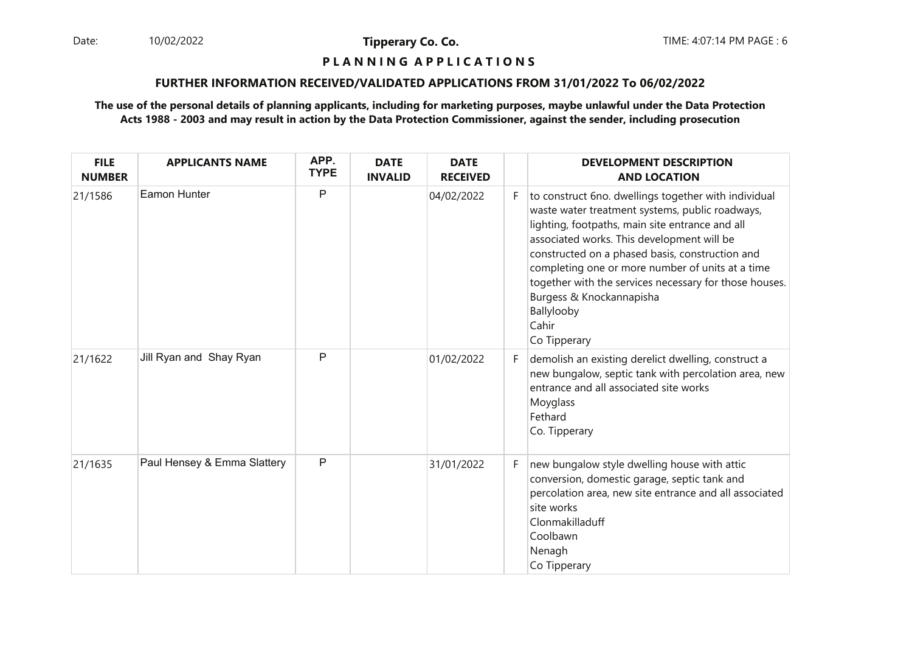**Tipperary Co. Co.**

**P L A N N I N G A P P L I C A T I O N S**

**FURTHER INFORMATION RECEIVED/VALIDATED APPLICATIONS FROM 31/01/2022 To 06/02/2022**

**The use of the personal details of planning applicants, including for marketing purposes, maybe unlawful under the Data Protection Acts 1988 - 2003 and may result in action by the Data Protection Commissioner, against the sender, including prosecution**

| FILE NUMBER | APPLICANTS NAME | APP. TYPE | DATE INVALID | DATE RECEIVED | | DEVELOPMENT DESCRIPTION AND LOCATION |
|---|---|---|---|---|---|---|
| 21/1586 | Eamon Hunter | P | | 04/02/2022 | F | to construct 6no. dwellings together with individual waste water treatment systems, public roadways, lighting, footpaths, main site entrance and all associated works. This development will be constructed on a phased basis, construction and completing one or more number of units at a time together with the services necessary for those houses. Burgess & Knockannapisha Ballylooby Cahir Co Tipperary |
| 21/1622 | Jill Ryan and Shay Ryan | P | | 01/02/2022 | F | demolish an existing derelict dwelling, construct a new bungalow, septic tank with percolation area, new entrance and all associated site works Moyglass Fethard Co. Tipperary |
| 21/1635 | Paul Hensey & Emma Slattery | P | | 31/01/2022 | F | new bungalow style dwelling house with attic conversion, domestic garage, septic tank and percolation area, new site entrance and all associated site works Clonmakilladuff Coolbawn Nenagh Co Tipperary |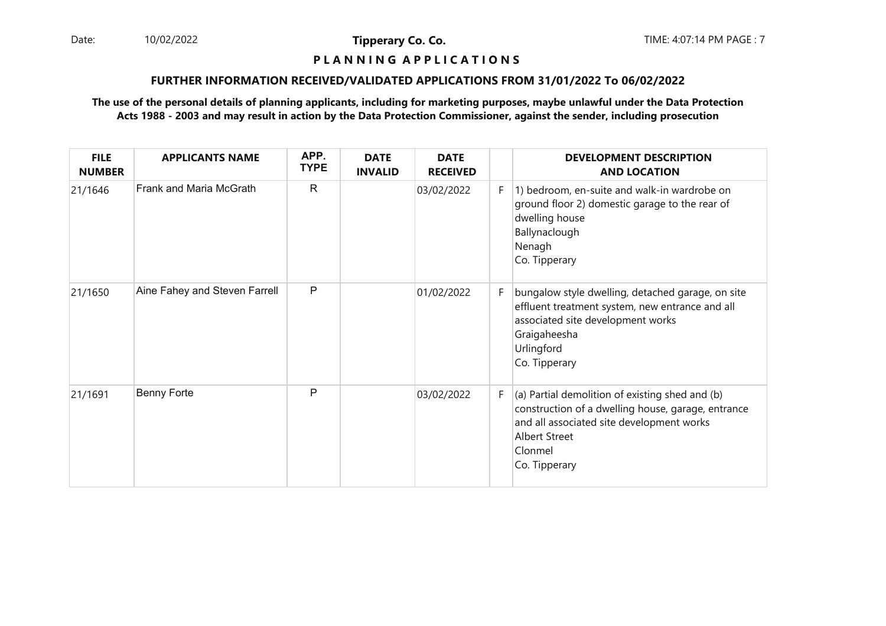**PLANNING APPLICATIONS**

**FURTHER INFORMATION RECEIVED/VALIDATED APPLICATIONS FROM 31/01/2022 To 06/02/2022**

**The use of the personal details of planning applicants, including for marketing purposes, maybe unlawful under the Data Protection Acts 1988 - 2003 and may result in action by the Data Protection Commissioner, against the sender, including prosecution**

| FILE NUMBER | APPLICANTS NAME | APP. TYPE | DATE INVALID | DATE RECEIVED | | DEVELOPMENT DESCRIPTION AND LOCATION |
|---|---|---|---|---|---|---|
| 21/1646 | Frank and Maria McGrath | R | | 03/02/2022 | F | 1) bedroom, en-suite and walk-in wardrobe on ground floor 2) domestic garage to the rear of dwelling house<br>Ballynaclough<br>Nenagh<br>Co. Tipperary |
| 21/1650 | Aine Fahey and Steven Farrell | P | | 01/02/2022 | F | bungalow style dwelling, detached garage, on site effluent treatment system, new entrance and all associated site development works<br>Graigaheesha<br>Urlingford<br>Co. Tipperary |
| 21/1691 | Benny Forte | P | | 03/02/2022 | F | (a) Partial demolition of existing shed and (b) construction of a dwelling house, garage, entrance and all associated site development works<br>Albert Street<br>Clonmel<br>Co. Tipperary |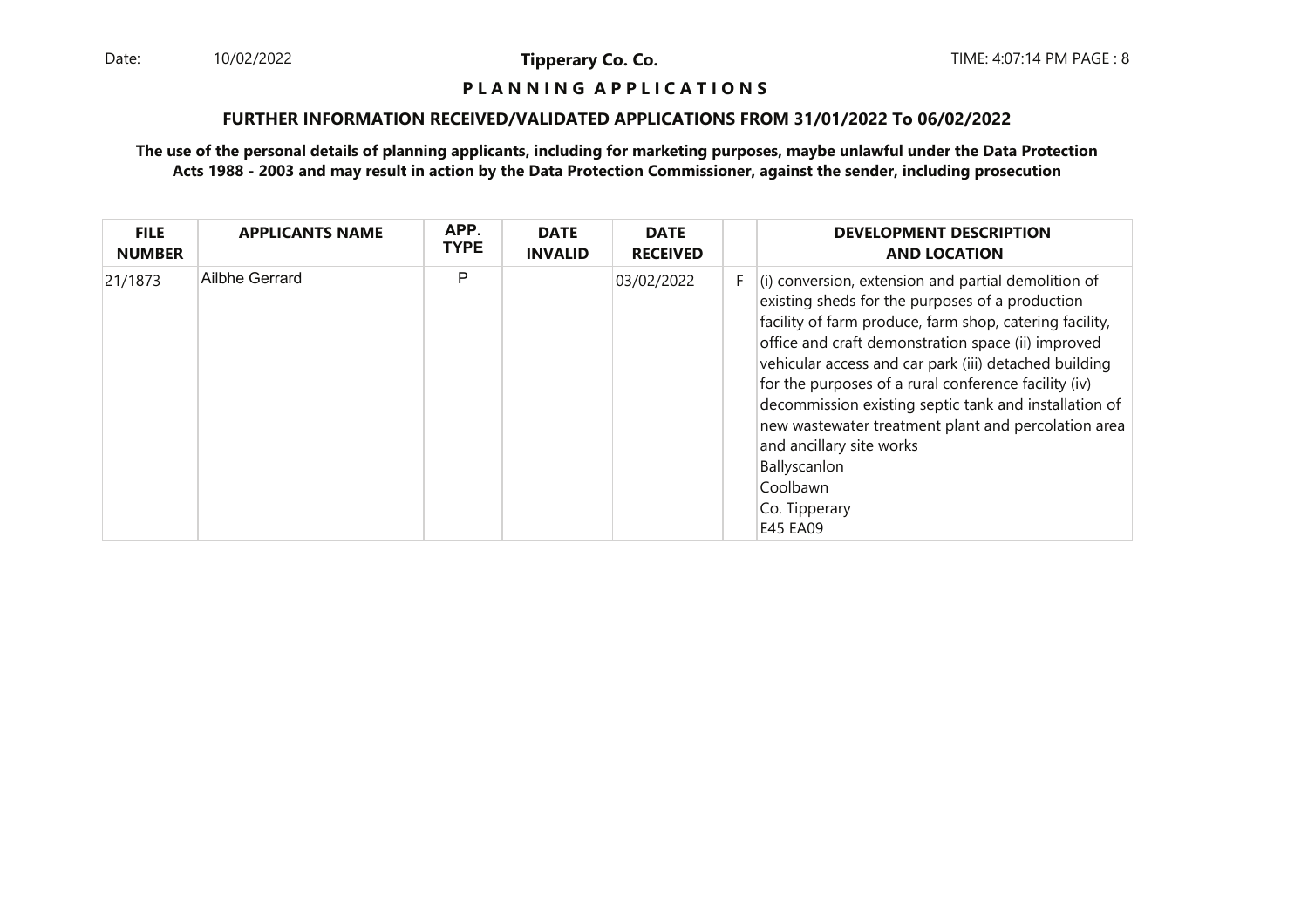Date: 10/02/2022

**Tipperary Co. Co.**

TIME: 4:07:14 PM PAGE : 8

**P L A N N I N G A P P L I C A T I O N S**

**FURTHER INFORMATION RECEIVED/VALIDATED APPLICATIONS FROM 31/01/2022 To 06/02/2022**

**The use of the personal details of planning applicants, including for marketing purposes, maybe unlawful under the Data Protection Acts 1988 - 2003 and may result in action by the Data Protection Commissioner, against the sender, including prosecution**

| FILE NUMBER | APPLICANTS NAME | APP. TYPE | DATE INVALID | DATE RECEIVED | | DEVELOPMENT DESCRIPTION AND LOCATION |
|---|---|---|---|---|---|---|
| 21/1873 | Ailbhe Gerrard | P | | 03/02/2022 | F | (i) conversion, extension and partial demolition of existing sheds for the purposes of a production facility of farm produce, farm shop, catering facility, office and craft demonstration space (ii) improved vehicular access and car park (iii) detached building for the purposes of a rural conference facility (iv) decommission existing septic tank and installation of new wastewater treatment plant and percolation area and ancillary site works<br>Ballyscanlon<br>Coolbawn<br>Co. Tipperary<br>E45 EA09 |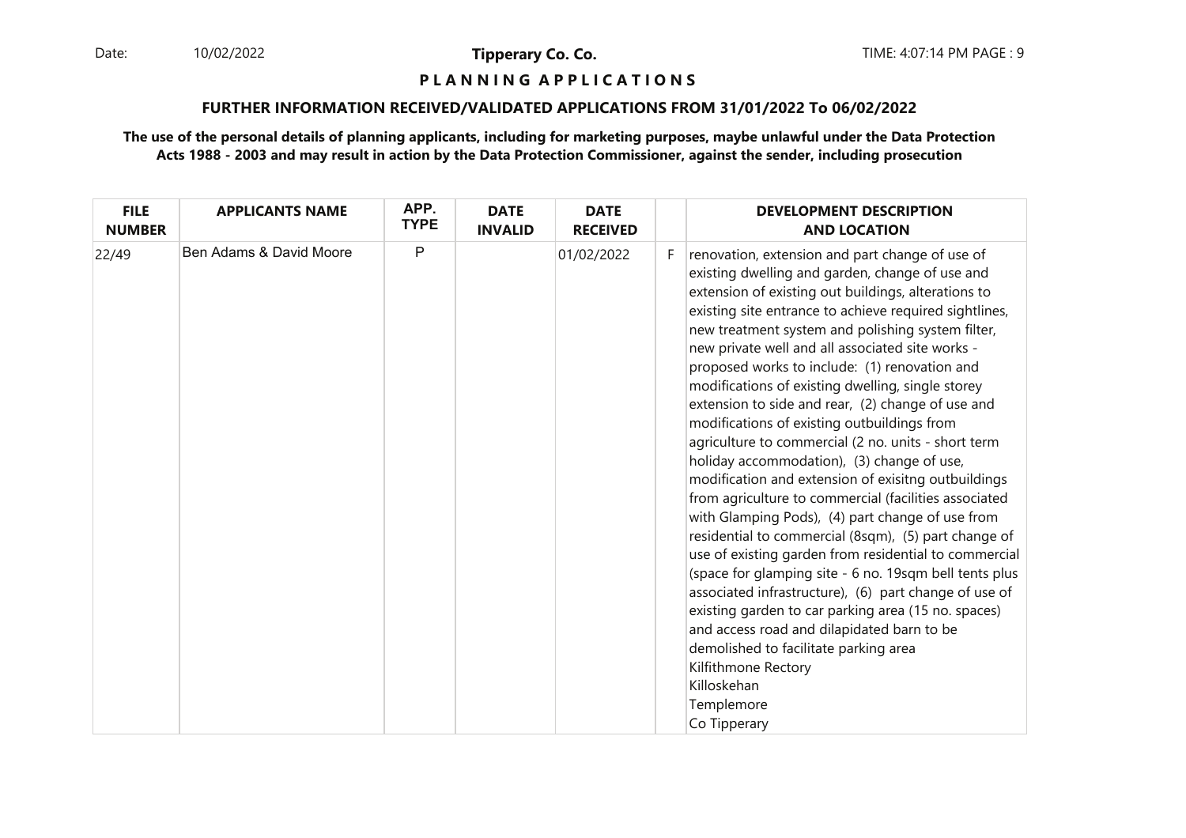**P L A N N I N G A P P L I C A T I O N S**

**FURTHER INFORMATION RECEIVED/VALIDATED APPLICATIONS FROM 31/01/2022 To 06/02/2022**

**The use of the personal details of planning applicants, including for marketing purposes, maybe unlawful under the Data Protection Acts 1988 - 2003 and may result in action by the Data Protection Commissioner, against the sender, including prosecution**

| FILE NUMBER | APPLICANTS NAME | APP. TYPE | DATE INVALID | DATE RECEIVED | | DEVELOPMENT DESCRIPTION AND LOCATION |
|---|---|---|---|---|---|---|
| 22/49 | Ben Adams & David Moore | P | | 01/02/2022 | F | renovation, extension and part change of use of existing dwelling and garden, change of use and extension of existing out buildings, alterations to existing site entrance to achieve required sightlines, new treatment system and polishing system filter, new private well and all associated site works - proposed works to include: (1) renovation and modifications of existing dwelling, single storey extension to side and rear, (2) change of use and modifications of existing outbuildings from agriculture to commercial (2 no. units - short term holiday accommodation), (3) change of use, modification and extension of exisitng outbuildings from agriculture to commercial (facilities associated with Glamping Pods), (4) part change of use from residential to commercial (8sqm), (5) part change of use of existing garden from residential to commercial (space for glamping site - 6 no. 19sqm bell tents plus associated infrastructure), (6) part change of use of existing garden to car parking area (15 no. spaces) and access road and dilapidated barn to be demolished to facilitate parking area<br>Kilfithmone Rectory<br>Killoskehan<br>Templemore<br>Co Tipperary |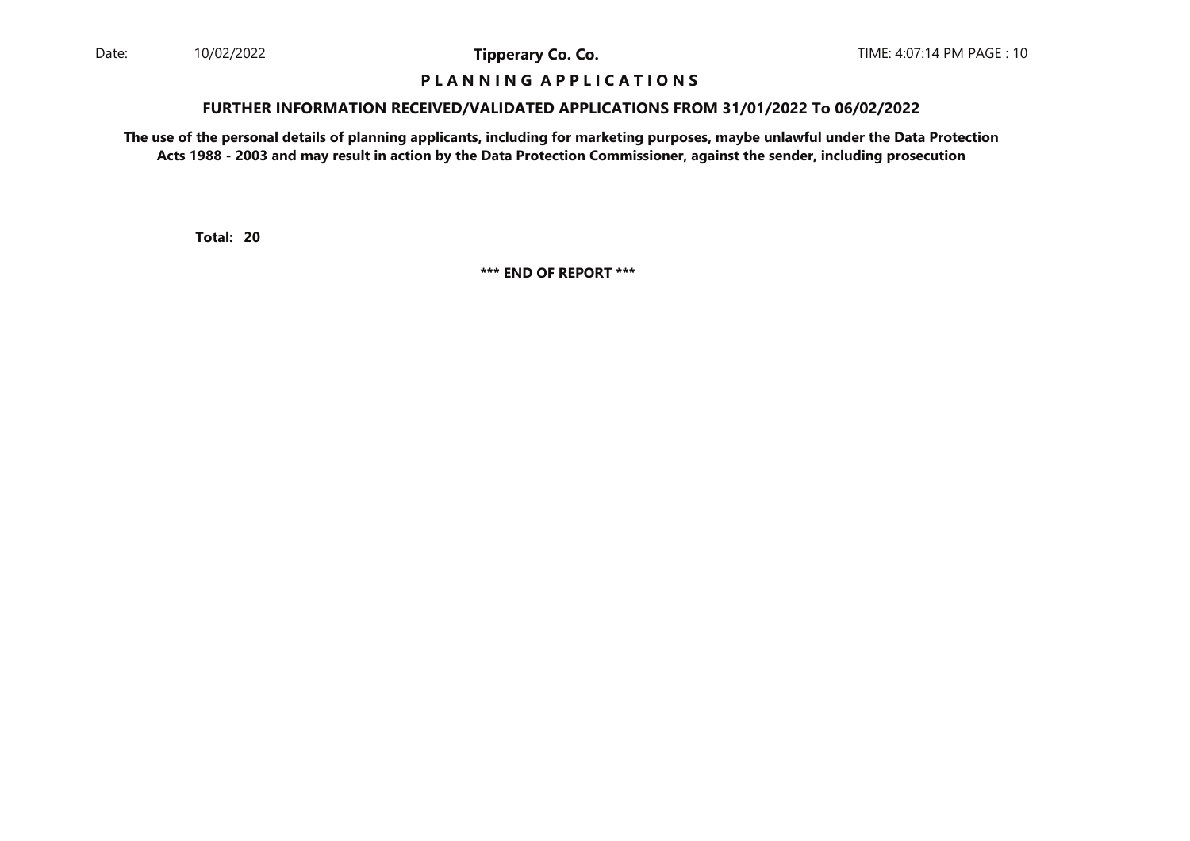**Total: 20**

**\*\*\* END OF REPORT \*\*\***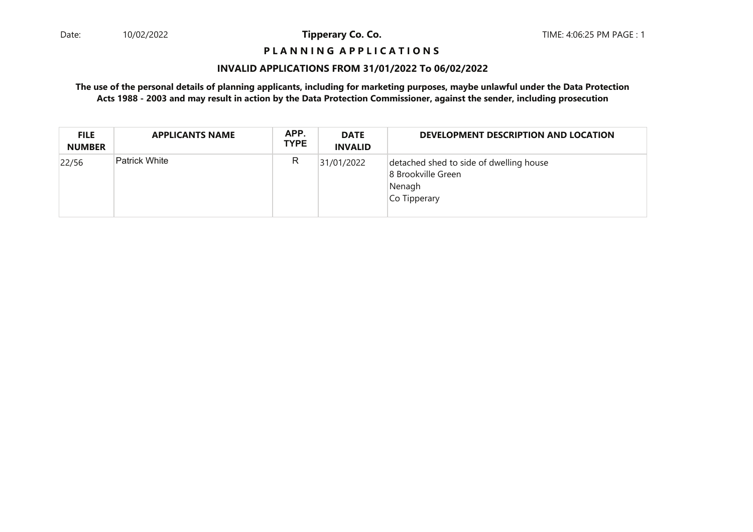Date: 10/02/2022 **Tipperary Co. Co.** TIME: 4:06:25 PM PAGE : 1

**P L A N N I N G A P P L I C A T I O N S**

**INVALID APPLICATIONS FROM 31/01/2022 To 06/02/2022**

**The use of the personal details of planning applicants, including for marketing purposes, maybe unlawful under the Data Protection Acts 1988 - 2003 and may result in action by the Data Protection Commissioner, against the sender, including prosecution**

| FILE NUMBER | APPLICANTS NAME | APP. TYPE | DATE INVALID | DEVELOPMENT DESCRIPTION AND LOCATION |
|---|---|---|---|---|
| 22/56 | Patrick White | R | 31/01/2022 | detached shed to side of dwelling house<br>8 Brookville Green<br>Nenagh<br>Co Tipperary |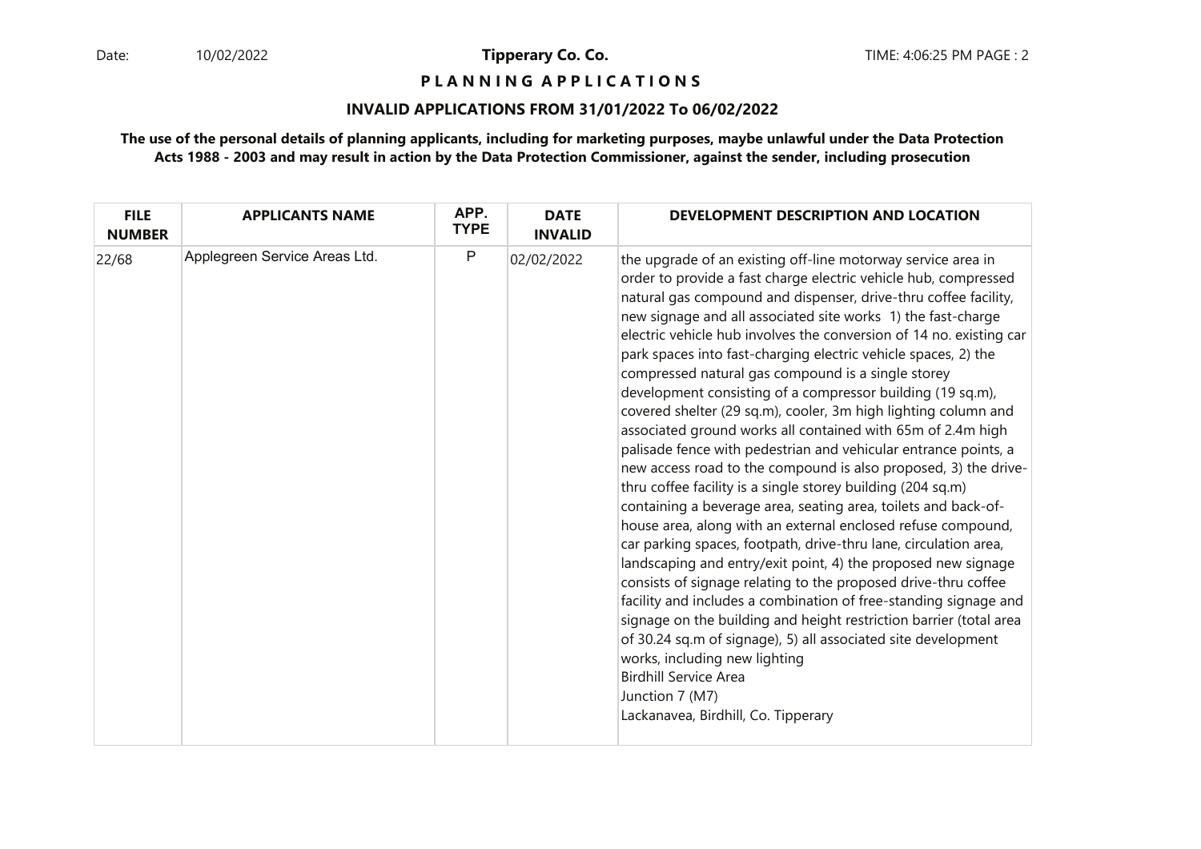**Tipperary Co. Co.**

**P L A N N I N G  A P P L I C A T I O N S**

**INVALID APPLICATIONS FROM 31/01/2022 To 06/02/2022**

**The use of the personal details of planning applicants, including for marketing purposes, maybe unlawful under the Data Protection Acts 1988 - 2003 and may result in action by the Data Protection Commissioner, against the sender, including prosecution**

| FILE NUMBER | APPLICANTS NAME | APP. TYPE | DATE INVALID | DEVELOPMENT DESCRIPTION AND LOCATION |
|---|---|---|---|---|
| 22/68 | Applegreen Service Areas Ltd. | P | 02/02/2022 | the upgrade of an existing off-line motorway service area in order to provide a fast charge electric vehicle hub, compressed natural gas compound and dispenser, drive-thru coffee facility, new signage and all associated site works 1) the fast-charge electric vehicle hub involves the conversion of 14 no. existing car park spaces into fast-charging electric vehicle spaces, 2) the compressed natural gas compound is a single storey development consisting of a compressor building (19 sq.m), covered shelter (29 sq.m), cooler, 3m high lighting column and associated ground works all contained with 65m of 2.4m high palisade fence with pedestrian and vehicular entrance points, a new access road to the compound is also proposed, 3) the drive-thru coffee facility is a single storey building (204 sq.m) containing a beverage area, seating area, toilets and back-of-house area, along with an external enclosed refuse compound, car parking spaces, footpath, drive-thru lane, circulation area, landscaping and entry/exit point, 4) the proposed new signage consists of signage relating to the proposed drive-thru coffee facility and includes a combination of free-standing signage and signage on the building and height restriction barrier (total area of 30.24 sq.m of signage), 5) all associated site development works, including new lighting<br>Birdhill Service Area<br>Junction 7 (M7)<br>Lackanavea, Birdhill, Co. Tipperary |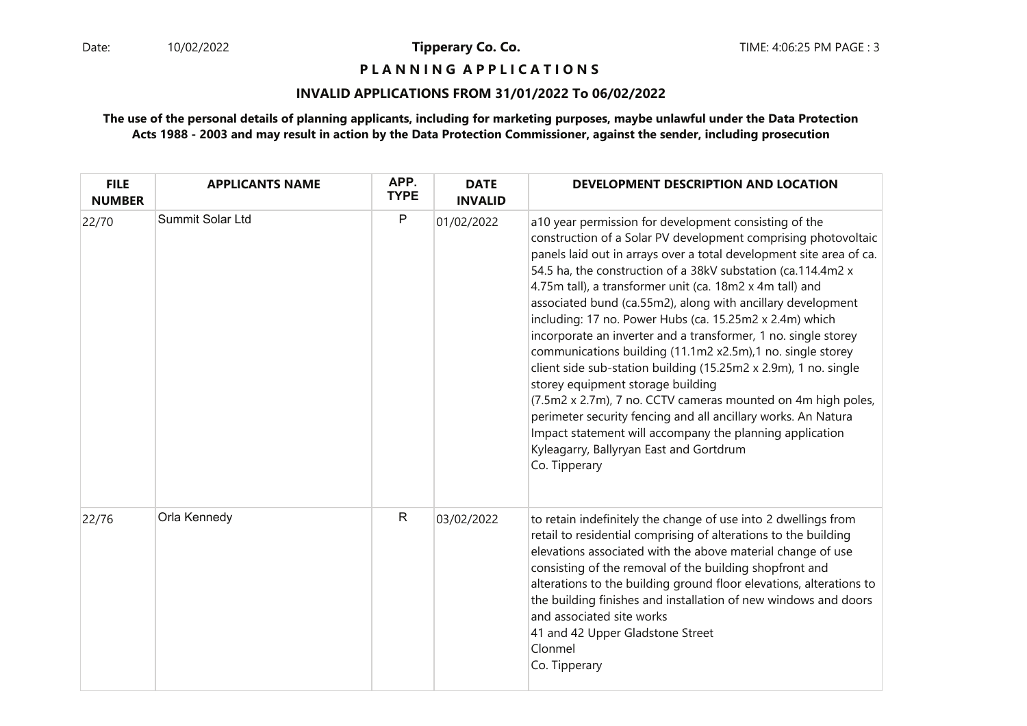**Tipperary Co. Co.**

**P L A N N I N G A P P L I C A T I O N S**

**INVALID APPLICATIONS FROM 31/01/2022 To 06/02/2022**

**The use of the personal details of planning applicants, including for marketing purposes, maybe unlawful under the Data Protection Acts 1988 - 2003 and may result in action by the Data Protection Commissioner, against the sender, including prosecution**

| FILE NUMBER | APPLICANTS NAME | APP. TYPE | DATE INVALID | DEVELOPMENT DESCRIPTION AND LOCATION |
|---|---|---|---|---|
| 22/70 | Summit Solar Ltd | P | 01/02/2022 | a10 year permission for development consisting of the construction of a Solar PV development comprising photovoltaic panels laid out in arrays over a total development site area of ca. 54.5 ha, the construction of a 38kV substation (ca.114.4m2 x 4.75m tall), a transformer unit (ca. 18m2 x 4m tall) and associated bund (ca.55m2), along with ancillary development including: 17 no. Power Hubs (ca. 15.25m2 x 2.4m) which incorporate an inverter and a transformer, 1 no. single storey communications building (11.1m2 x2.5m),1 no. single storey client side sub-station building (15.25m2 x 2.9m), 1 no. single storey equipment storage building (7.5m2 x 2.7m), 7 no. CCTV cameras mounted on 4m high poles, perimeter security fencing and all ancillary works. An Natura Impact statement will accompany the planning application Kyleagarry, Ballyryan East and Gortdrum Co. Tipperary |
| 22/76 | Orla Kennedy | R | 03/02/2022 | to retain indefinitely the change of use into 2 dwellings from retail to residential comprising of alterations to the building elevations associated with the above material change of use consisting of the removal of the building shopfront and alterations to the building ground floor elevations, alterations to the building finishes and installation of new windows and doors and associated site works 41 and 42 Upper Gladstone Street Clonmel Co. Tipperary |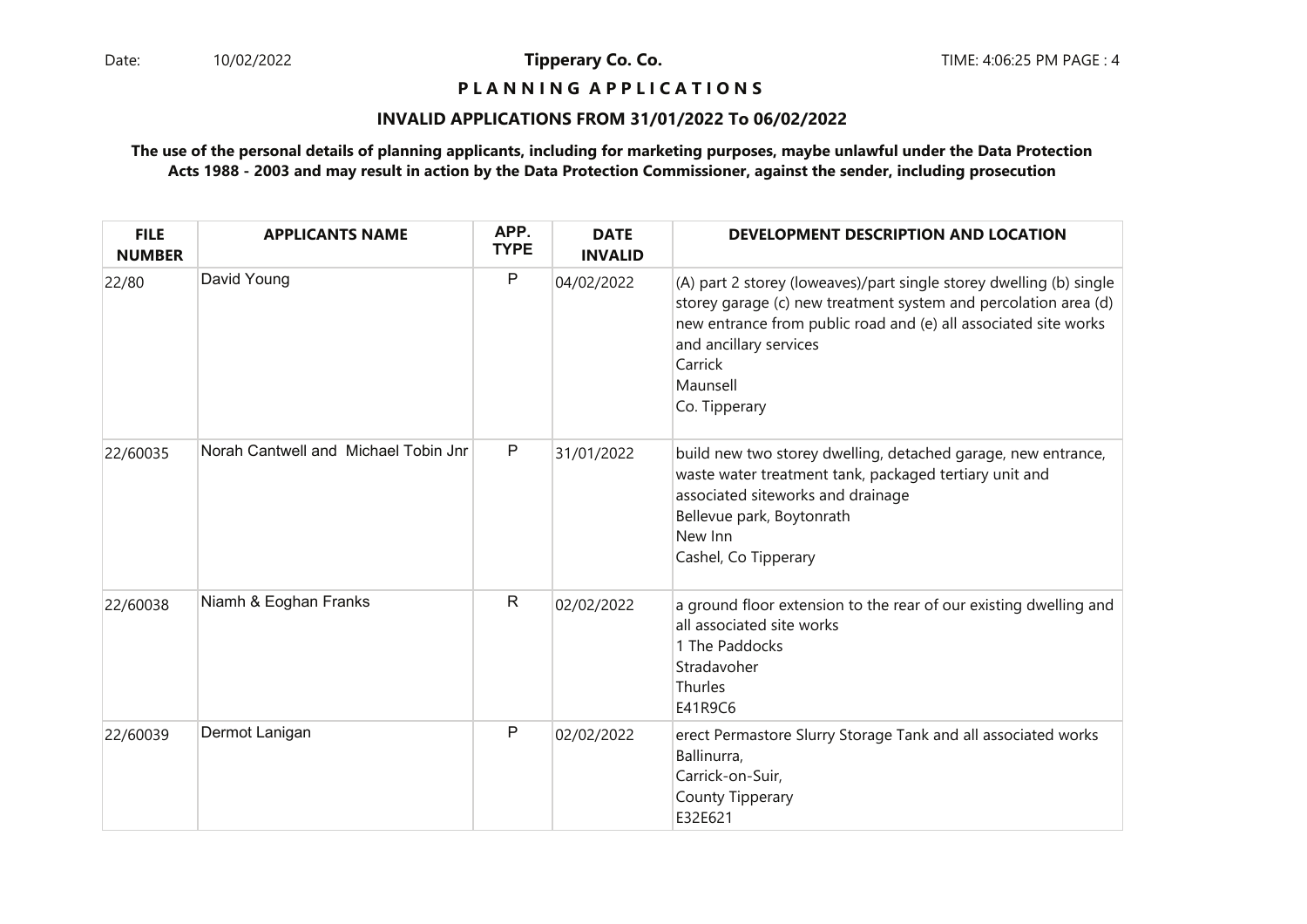**P L A N N I N G A P P L I C A T I O N S**

**INVALID APPLICATIONS FROM 31/01/2022 To 06/02/2022**

**The use of the personal details of planning applicants, including for marketing purposes, maybe unlawful under the Data Protection Acts 1988 - 2003 and may result in action by the Data Protection Commissioner, against the sender, including prosecution**

| FILE NUMBER | APPLICANTS NAME | APP. TYPE | DATE INVALID | DEVELOPMENT DESCRIPTION AND LOCATION |
|---|---|---|---|---|
| 22/80 | David Young | P | 04/02/2022 | (A) part 2 storey (loweaves)/part single storey dwelling (b) single storey garage (c) new treatment system and percolation area (d) new entrance from public road and (e) all associated site works and ancillary services<br>Carrick<br>Maunsell<br>Co. Tipperary |
| 22/60035 | Norah Cantwell and Michael Tobin Jnr | P | 31/01/2022 | build new two storey dwelling, detached garage, new entrance, waste water treatment tank, packaged tertiary unit and associated siteworks and drainage<br>Bellevue park, Boytonrath<br>New Inn<br>Cashel, Co Tipperary |
| 22/60038 | Niamh & Eoghan Franks | R | 02/02/2022 | a ground floor extension to the rear of our existing dwelling and all associated site works<br>1 The Paddocks<br>Stradavoher<br>Thurles<br>E41R9C6 |
| 22/60039 | Dermot Lanigan | P | 02/02/2022 | erect Permastore Slurry Storage Tank and all associated works<br>Ballinurra,<br>Carrick-on-Suir,<br>County Tipperary<br>E32E621 |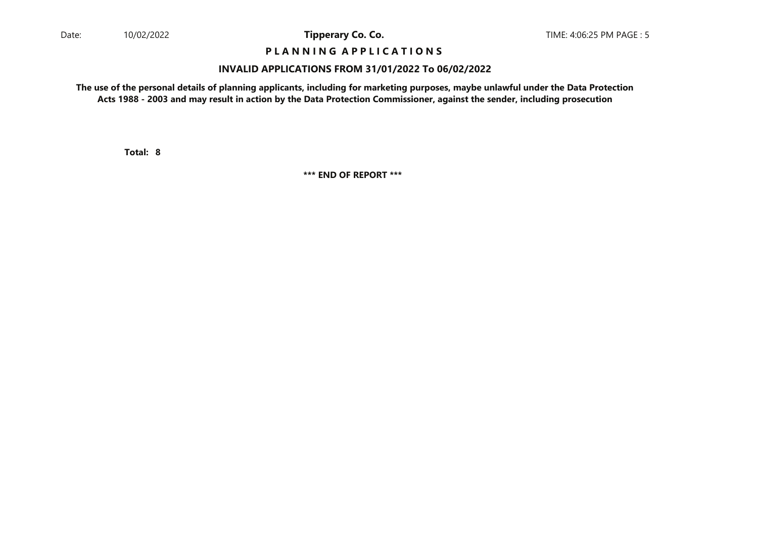**P L A N N I N G   A P P L I C A T I O N S**

**INVALID APPLICATIONS FROM 31/01/2022 To 06/02/2022**

**The use of the personal details of planning applicants, including for marketing purposes, maybe unlawful under the Data Protection Acts 1988 - 2003 and may result in action by the Data Protection Commissioner, against the sender, including prosecution**

**Total: 8**

**\*\*\* END OF REPORT \*\*\***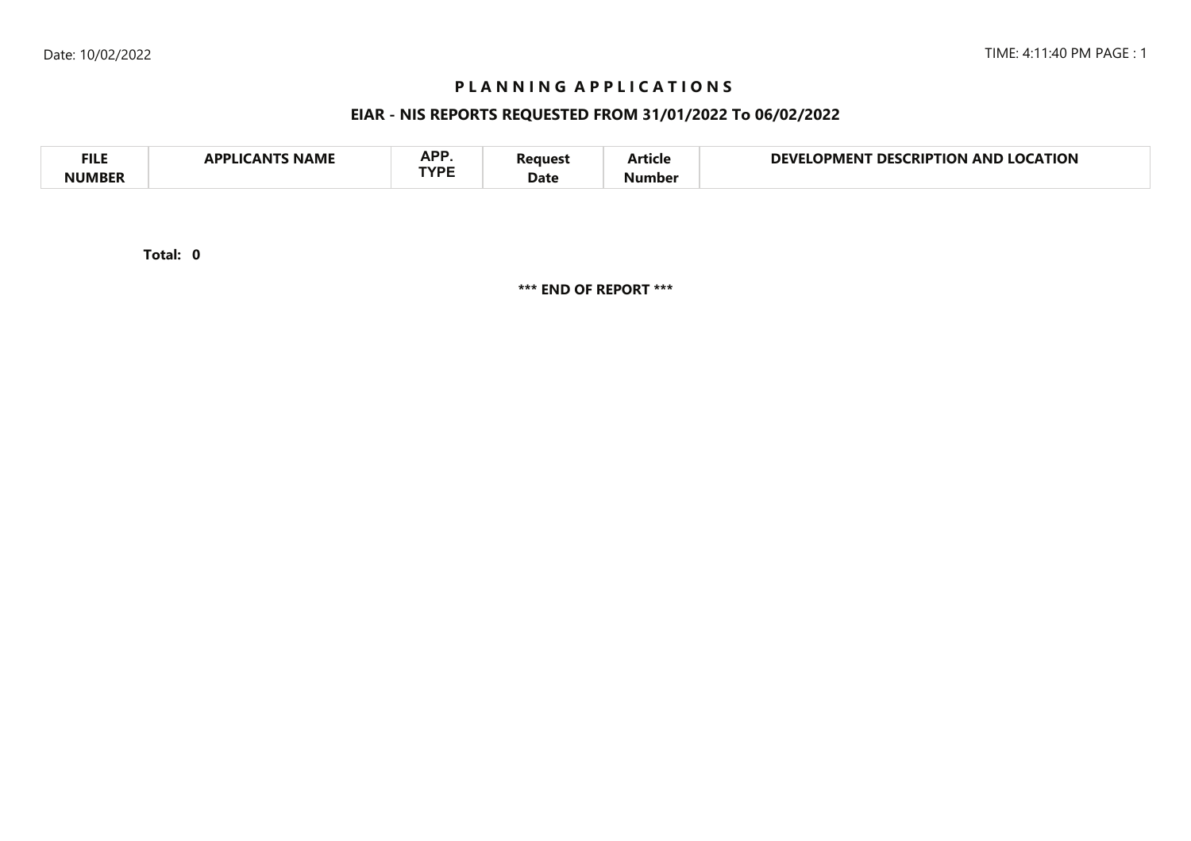# PLANNING APPLICATIONS

## EIAR - NIS REPORTS REQUESTED FROM 31/01/2022 To 06/02/2022

| FILE NUMBER | APPLICANTS NAME | APP. TYPE | Request Date | Article Number | DEVELOPMENT DESCRIPTION AND LOCATION |
|---|---|---|---|---|---|

**Total: 0**

**\*\*\* END OF REPORT \*\*\***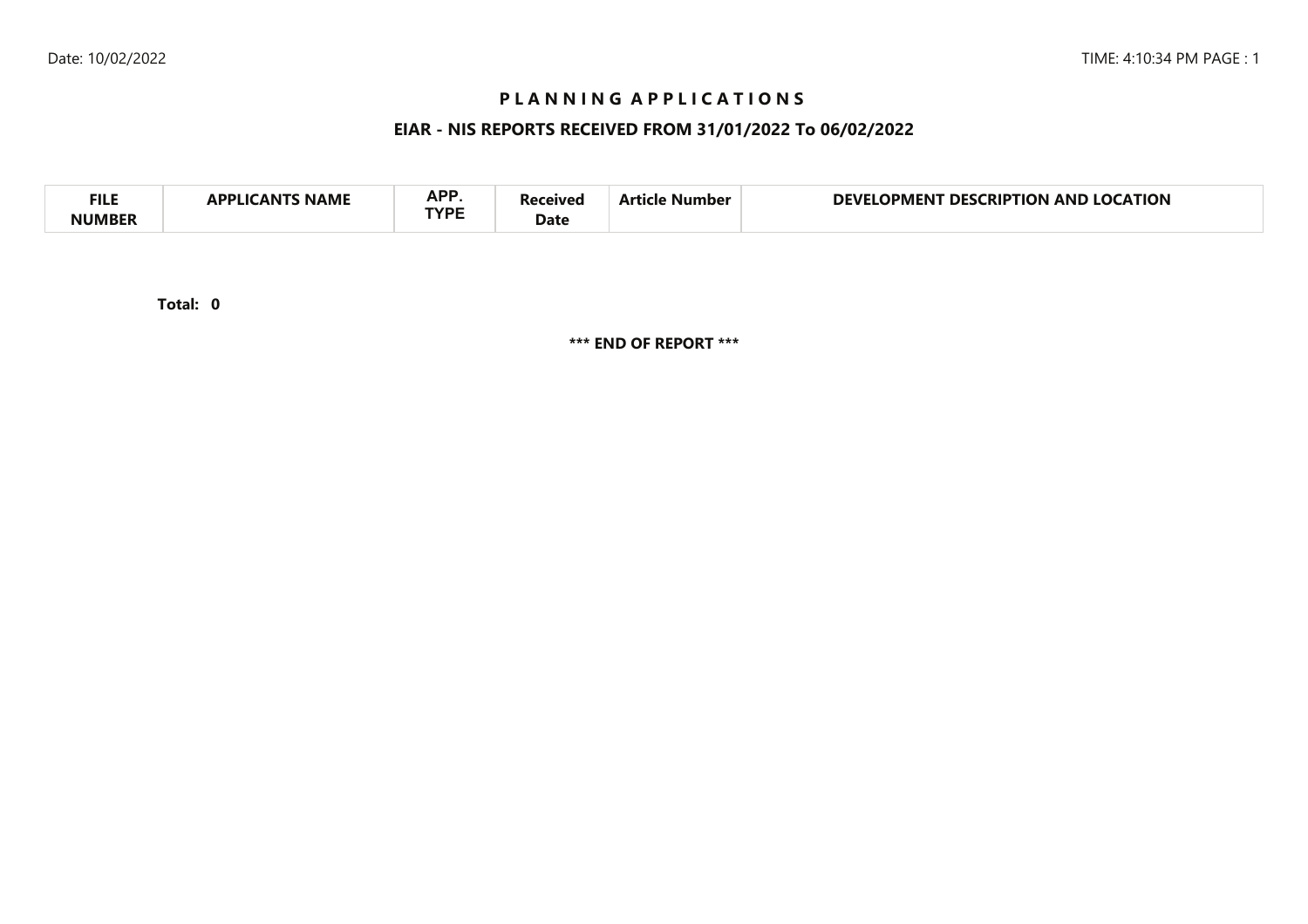# P L A N N I N G A P P L I C A T I O N S

## EIAR - NIS REPORTS RECEIVED FROM 31/01/2022 To 06/02/2022

| FILE NUMBER | APPLICANTS NAME | APP. TYPE | Received Date | Article Number | DEVELOPMENT DESCRIPTION AND LOCATION |
|---|---|---|---|---|---|

**Total: 0**

**\*\*\* END OF REPORT \*\*\***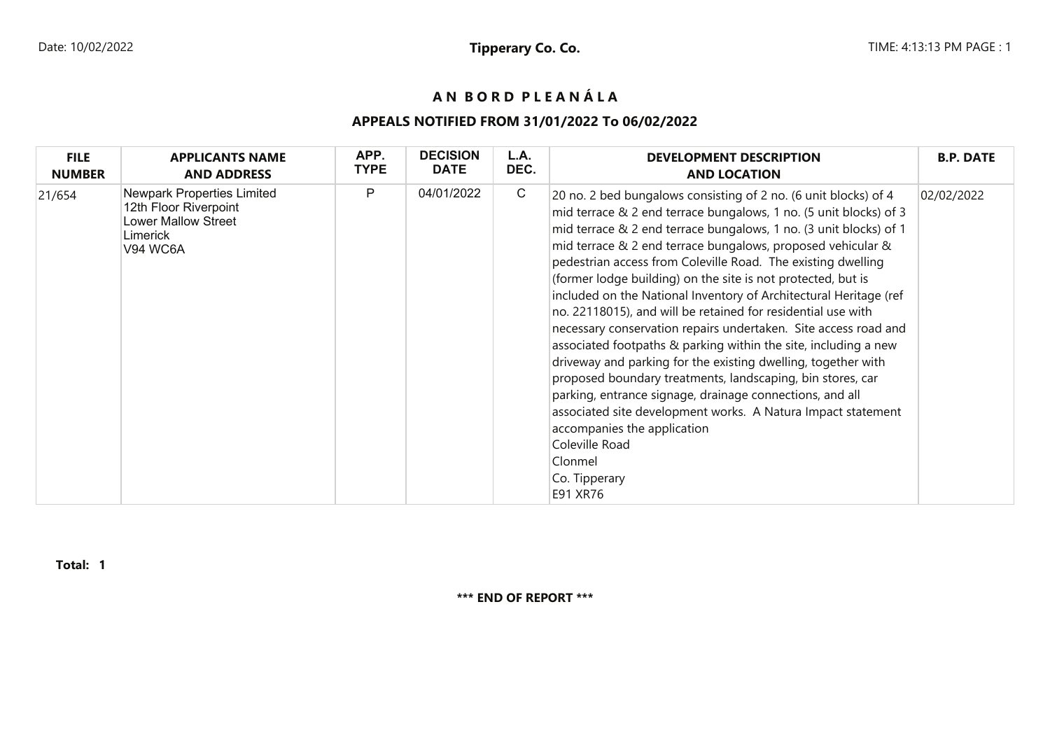# A N B O R D P L E A N Á L A

## APPEALS NOTIFIED FROM 31/01/2022 To 06/02/2022

| FILE NUMBER | APPLICANTS NAME AND ADDRESS | APP. TYPE | DECISION DATE | L.A. DEC. | DEVELOPMENT DESCRIPTION AND LOCATION | B.P. DATE |
|---|---|---|---|---|---|---|
| 21/654 | Newpark Properties Limited<br>12th Floor Riverpoint<br>Lower Mallow Street<br>Limerick<br>V94 WC6A | P | 04/01/2022 | C | 20 no. 2 bed bungalows consisting of 2 no. (6 unit blocks) of 4 mid terrace & 2 end terrace bungalows, 1 no. (5 unit blocks) of 3 mid terrace & 2 end terrace bungalows, 1 no. (3 unit blocks) of 1 mid terrace & 2 end terrace bungalows, proposed vehicular & pedestrian access from Coleville Road. The existing dwelling (former lodge building) on the site is not protected, but is included on the National Inventory of Architectural Heritage (ref no. 22118015), and will be retained for residential use with necessary conservation repairs undertaken. Site access road and associated footpaths & parking within the site, including a new driveway and parking for the existing dwelling, together with proposed boundary treatments, landscaping, bin stores, car parking, entrance signage, drainage connections, and all associated site development works. A Natura Impact statement accompanies the application<br>Coleville Road<br>Clonmel<br>Co. Tipperary<br>E91 XR76 | 02/02/2022 |

**Total: 1**

**\*\*\* END OF REPORT \*\*\***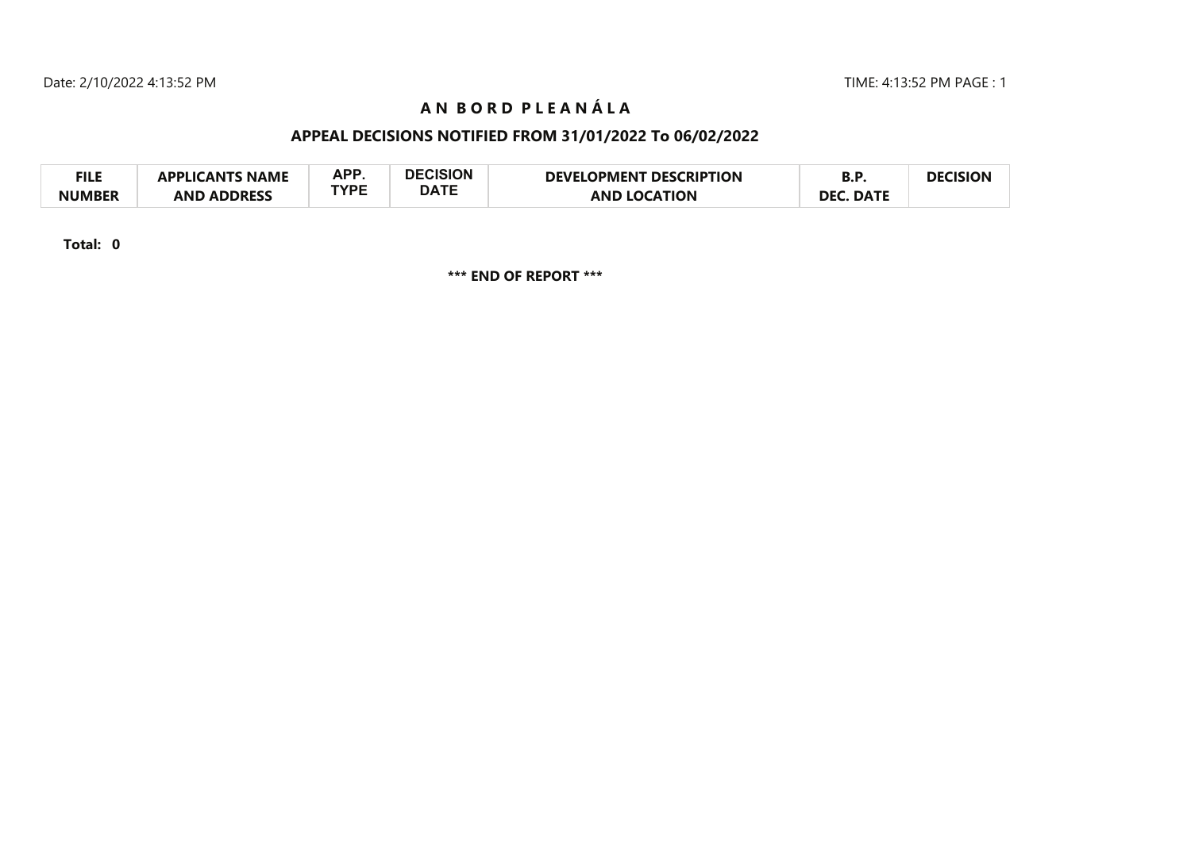# A N B O R D P L E A N Á L A

## APPEAL DECISIONS NOTIFIED FROM 31/01/2022 To 06/02/2022

| FILE NUMBER | APPLICANTS NAME AND ADDRESS | APP. TYPE | DECISION DATE | DEVELOPMENT DESCRIPTION AND LOCATION | B.P. DEC. DATE | DECISION |
|---|---|---|---|---|---|---|

**Total: 0**

**\*\*\* END OF REPORT \*\*\***